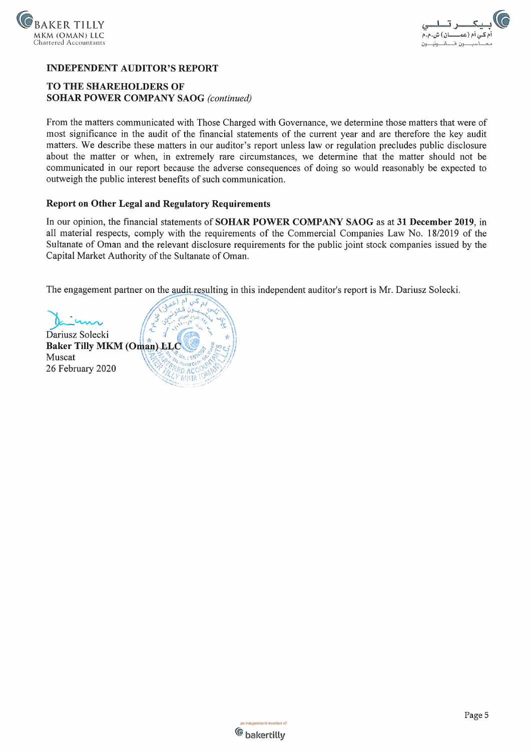**INDEPENDENT AUDITOR'S REPORT**

**TO THE SHAREHOLDERS OF**
**SOHAR POWER COMPANY SAOG** *(continued)*

From the matters communicated with Those Charged with Governance, we determine those matters that were of most significance in the audit of the financial statements of the current year and are therefore the key audit matters. We describe these matters in our auditor's report unless law or regulation precludes public disclosure about the matter or when, in extremely rare circumstances, we determine that the matter should not be communicated in our report because the adverse consequences of doing so would reasonably be expected to outweigh the public interest benefits of such communication.

### Report on Other Legal and Regulatory Requirements

In our opinion, the financial statements of **SOHAR POWER COMPANY SAOG** as at **31 December 2019**, in all material respects, comply with the requirements of the Commercial Companies Law No. 18/2019 of the Sultanate of Oman and the relevant disclosure requirements for the public joint stock companies issued by the Capital Market Authority of the Sultanate of Oman.

The engagement partner on the audit resulting in this independent auditor's report is Mr. Dariusz Solecki.

Dariusz Solecki
**Baker Tilly MKM (Oman) LLC**
Muscat
26 February 2020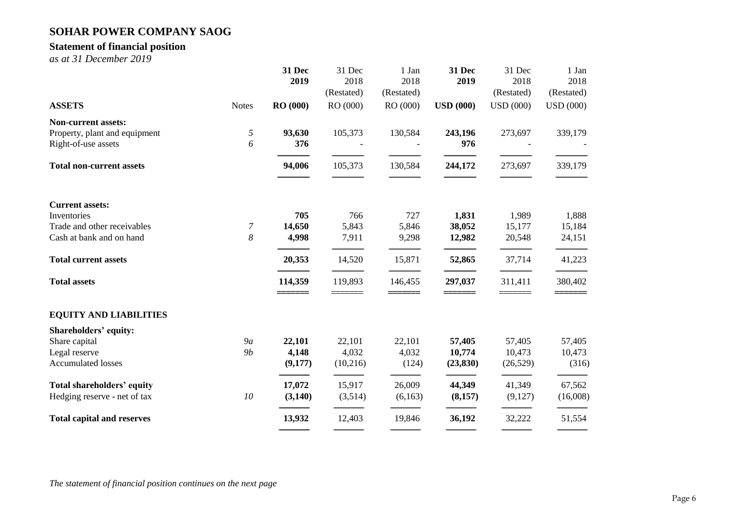# SOHAR POWER COMPANY SAOG

## Statement of financial position

*as at 31 December 2019*

| | Notes | 31 Dec 2019 | 31 Dec 2018 (Restated) | 1 Jan 2018 (Restated) | 31 Dec 2019 | 31 Dec 2018 (Restated) | 1 Jan 2018 (Restated) |
|---|---|---|---|---|---|---|---|
| **ASSETS** | | **RO (000)** | RO (000) | RO (000) | **USD (000)** | USD (000) | USD (000) |
| **Non-current assets:** | | | | | | | |
| Property, plant and equipment | *5* | **93,630** | 105,373 | 130,584 | **243,196** | 273,697 | 339,179 |
| Right-of-use assets | *6* | **376** | - | - | **976** | - | - |
| **Total non-current assets** | | **94,006** | 105,373 | 130,584 | **244,172** | 273,697 | 339,179 |
| **Current assets:** | | | | | | | |
| Inventories | | **705** | 766 | 727 | **1,831** | 1,989 | 1,888 |
| Trade and other receivables | *7* | **14,650** | 5,843 | 5,846 | **38,052** | 15,177 | 15,184 |
| Cash at bank and on hand | *8* | **4,998** | 7,911 | 9,298 | **12,982** | 20,548 | 24,151 |
| **Total current assets** | | **20,353** | 14,520 | 15,871 | **52,865** | 37,714 | 41,223 |
| **Total assets** | | **114,359** | 119,893 | 146,455 | **297,037** | 311,411 | 380,402 |
| **EQUITY AND LIABILITIES** | | | | | | | |
| **Shareholders' equity:** | | | | | | | |
| Share capital | *9a* | **22,101** | 22,101 | 22,101 | **57,405** | 57,405 | 57,405 |
| Legal reserve | *9b* | **4,148** | 4,032 | 4,032 | **10,774** | 10,473 | 10,473 |
| Accumulated losses | | **(9,177)** | (10,216) | (124) | **(23,830)** | (26,529) | (316) |
| **Total shareholders' equity** | | **17,072** | 15,917 | 26,009 | **44,349** | 41,349 | 67,562 |
| Hedging reserve - net of tax | *10* | **(3,140)** | (3,514) | (6,163) | **(8,157)** | (9,127) | (16,008) |
| **Total capital and reserves** | | **13,932** | 12,403 | 19,846 | **36,192** | 32,222 | 51,554 |

*The statement of financial position continues on the next page*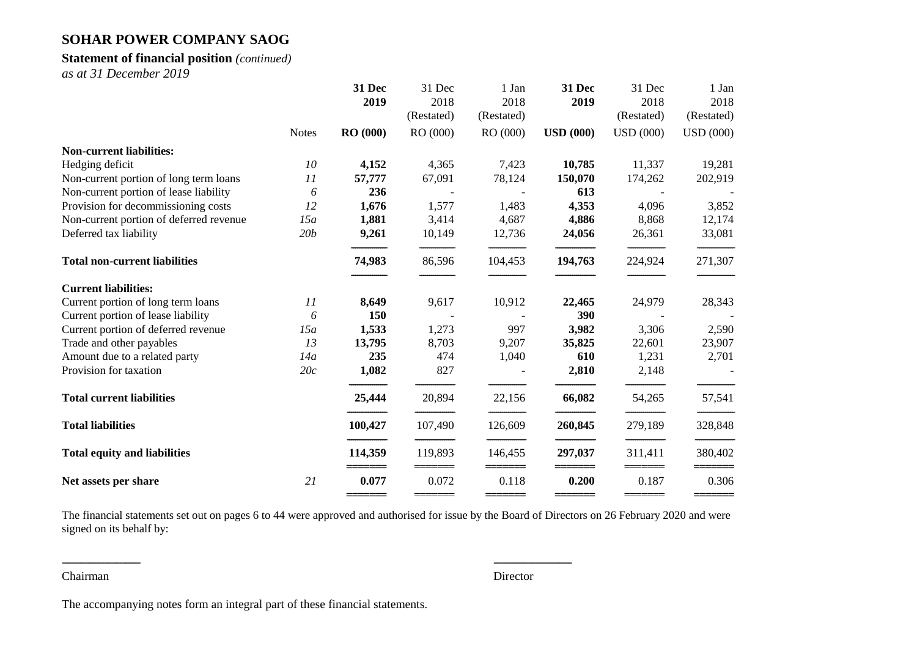# SOHAR POWER COMPANY SAOG

**Statement of financial position** *(continued)*

*as at 31 December 2019*

| | Notes | **31 Dec 2019 RO (000)** | 31 Dec 2018 (Restated) RO (000) | 1 Jan 2018 (Restated) RO (000) | **31 Dec 2019 USD (000)** | 31 Dec 2018 (Restated) USD (000) | 1 Jan 2018 (Restated) USD (000) |
|---|---|---|---|---|---|---|---|
| **Non-current liabilities:** | | | | | | | |
| Hedging deficit | *10* | **4,152** | 4,365 | 7,423 | **10,785** | 11,337 | 19,281 |
| Non-current portion of long term loans | *11* | **57,777** | 67,091 | 78,124 | **150,070** | 174,262 | 202,919 |
| Non-current portion of lease liability | *6* | **236** | - | - | **613** | - | - |
| Provision for decommissioning costs | *12* | **1,676** | 1,577 | 1,483 | **4,353** | 4,096 | 3,852 |
| Non-current portion of deferred revenue | *15a* | **1,881** | 3,414 | 4,687 | **4,886** | 8,868 | 12,174 |
| Deferred tax liability | *20b* | **9,261** | 10,149 | 12,736 | **24,056** | 26,361 | 33,081 |
| **Total non-current liabilities** | | **74,983** | 86,596 | 104,453 | **194,763** | 224,924 | 271,307 |
| **Current liabilities:** | | | | | | | |
| Current portion of long term loans | *11* | **8,649** | 9,617 | 10,912 | **22,465** | 24,979 | 28,343 |
| Current portion of lease liability | *6* | **150** | - | - | **390** | - | - |
| Current portion of deferred revenue | *15a* | **1,533** | 1,273 | 997 | **3,982** | 3,306 | 2,590 |
| Trade and other payables | *13* | **13,795** | 8,703 | 9,207 | **35,825** | 22,601 | 23,907 |
| Amount due to a related party | *14a* | **235** | 474 | 1,040 | **610** | 1,231 | 2,701 |
| Provision for taxation | *20c* | **1,082** | 827 | - | **2,810** | 2,148 | - |
| **Total current liabilities** | | **25,444** | 20,894 | 22,156 | **66,082** | 54,265 | 57,541 |
| **Total liabilities** | | **100,427** | 107,490 | 126,609 | **260,845** | 279,189 | 328,848 |
| **Total equity and liabilities** | | **114,359** | 119,893 | 146,455 | **297,037** | 311,411 | 380,402 |
| **Net assets per share** | *21* | **0.077** | 0.072 | 0.118 | **0.200** | 0.187 | 0.306 |

The financial statements set out on pages 6 to 44 were approved and authorised for issue by the Board of Directors on 26 February 2020 and were signed on its behalf by:

Chairman

Director

The accompanying notes form an integral part of these financial statements.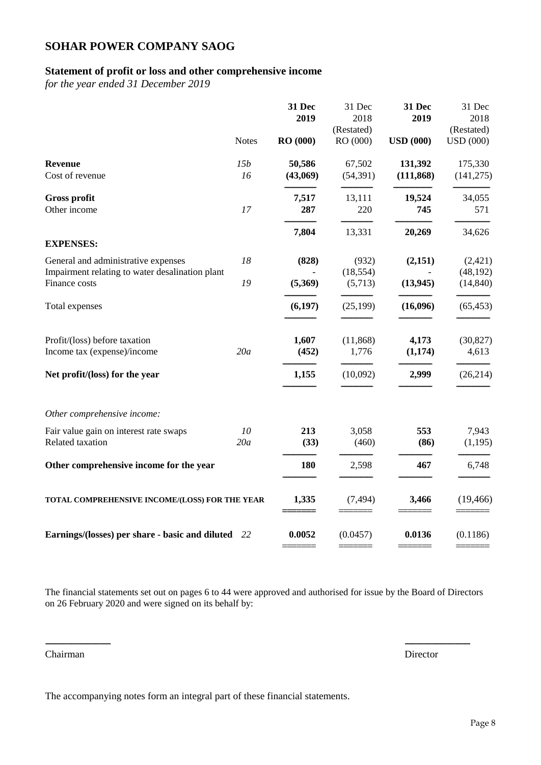# SOHAR POWER COMPANY SAOG

## Statement of profit or loss and other comprehensive income

*for the year ended 31 December 2019*

| | Notes | **31 Dec 2019** | 31 Dec 2018 (Restated) | **31 Dec 2019** | 31 Dec 2018 (Restated) |
|---|---|---|---|---|---|
| | | **RO (000)** | RO (000) | **USD (000)** | USD (000) |
| **Revenue** | *15b* | **50,586** | 67,502 | **131,392** | 175,330 |
| Cost of revenue | *16* | **(43,069)** | (54,391) | **(111,868)** | (141,275) |
| **Gross profit** | | **7,517** | 13,111 | **19,524** | 34,055 |
| Other income | *17* | **287** | 220 | **745** | 571 |
| | | **7,804** | 13,331 | **20,269** | 34,626 |
| **EXPENSES:** | | | | | |
| General and administrative expenses | *18* | **(828)** | (932) | **(2,151)** | (2,421) |
| Impairment relating to water desalination plant | | - | (18,554) | - | (48,192) |
| Finance costs | *19* | **(5,369)** | (5,713) | **(13,945)** | (14,840) |
| Total expenses | | **(6,197)** | (25,199) | **(16,096)** | (65,453) |
| Profit/(loss) before taxation | | **1,607** | (11,868) | **4,173** | (30,827) |
| Income tax (expense)/income | *20a* | **(452)** | 1,776 | **(1,174)** | 4,613 |
| **Net profit/(loss) for the year** | | **1,155** | (10,092) | **2,999** | (26,214) |
| *Other comprehensive income:* | | | | | |
| Fair value gain on interest rate swaps | *10* | **213** | 3,058 | **553** | 7,943 |
| Related taxation | *20a* | **(33)** | (460) | **(86)** | (1,195) |
| **Other comprehensive income for the year** | | **180** | 2,598 | **467** | 6,748 |
| **TOTAL COMPREHENSIVE INCOME/(LOSS) FOR THE YEAR** | | **1,335** | (7,494) | **3,466** | (19,466) |
| **Earnings/(losses) per share - basic and diluted** | *22* | **0.0052** | (0.0457) | **0.0136** | (0.1186) |

The financial statements set out on pages 6 to 44 were approved and authorised for issue by the Board of Directors on 26 February 2020 and were signed on its behalf by:

Chairman Director

The accompanying notes form an integral part of these financial statements.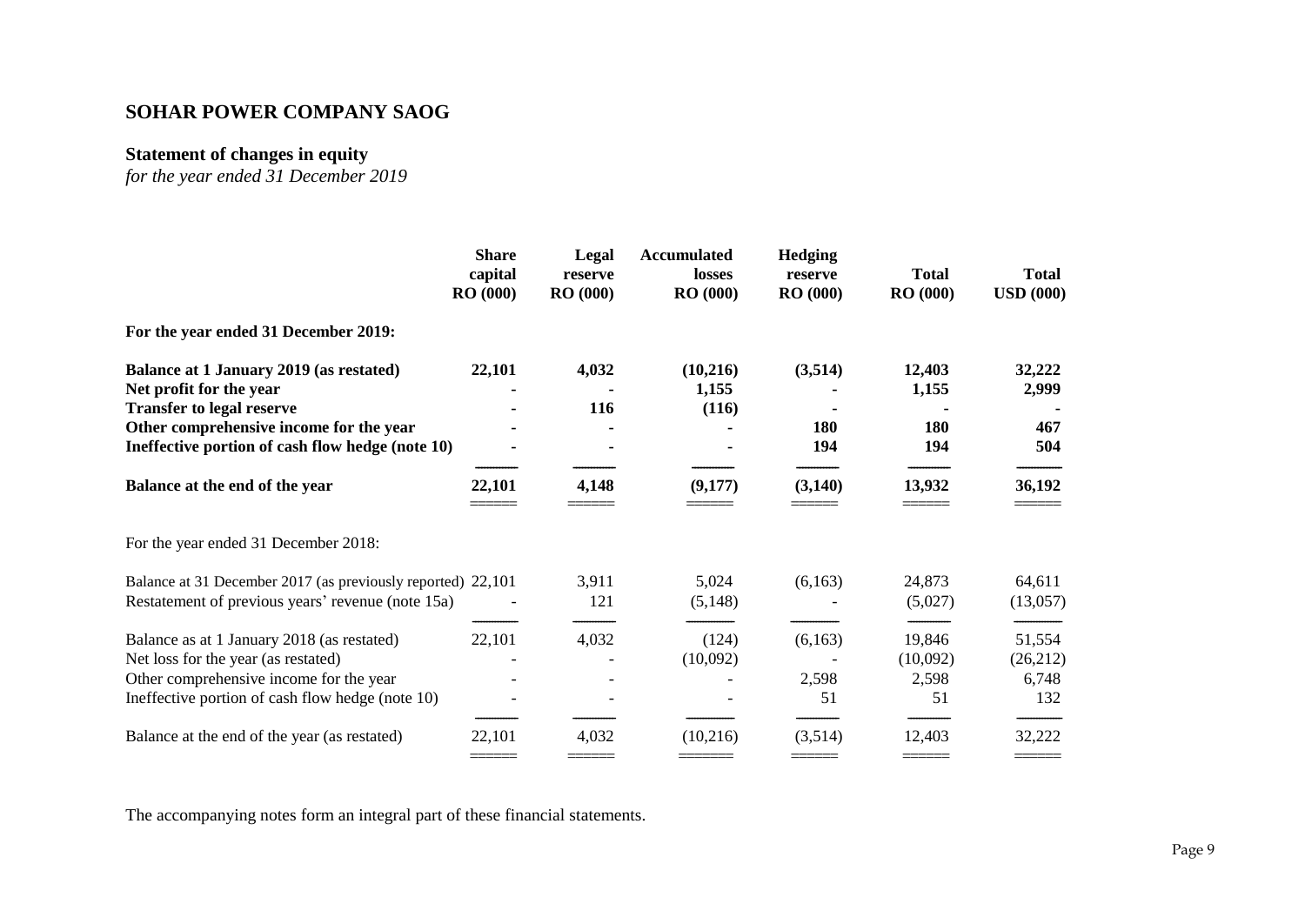# SOHAR POWER COMPANY SAOG

## Statement of changes in equity

*for the year ended 31 December 2019*

| | Share capital RO (000) | Legal reserve RO (000) | Accumulated losses RO (000) | Hedging reserve RO (000) | Total RO (000) | Total USD (000) |
|---|---|---|---|---|---|---|
| **For the year ended 31 December 2019:** | | | | | | |
| **Balance at 1 January 2019 (as restated)** | **22,101** | **4,032** | **(10,216)** | **(3,514)** | **12,403** | **32,222** |
| **Net profit for the year** | **-** | **-** | **1,155** | **-** | **1,155** | **2,999** |
| **Transfer to legal reserve** | **-** | **116** | **(116)** | **-** | **-** | **-** |
| **Other comprehensive income for the year** | **-** | **-** | **-** | **180** | **180** | **467** |
| **Ineffective portion of cash flow hedge (note 10)** | **-** | **-** | **-** | **194** | **194** | **504** |
| **Balance at the end of the year** | **22,101** | **4,148** | **(9,177)** | **(3,140)** | **13,932** | **36,192** |
| For the year ended 31 December 2018: | | | | | | |
| Balance at 31 December 2017 (as previously reported) | 22,101 | 3,911 | 5,024 | (6,163) | 24,873 | 64,611 |
| Restatement of previous years' revenue (note 15a) | - | 121 | (5,148) | - | (5,027) | (13,057) |
| Balance as at 1 January 2018 (as restated) | 22,101 | 4,032 | (124) | (6,163) | 19,846 | 51,554 |
| Net loss for the year (as restated) | - | - | (10,092) | - | (10,092) | (26,212) |
| Other comprehensive income for the year | - | - | - | 2,598 | 2,598 | 6,748 |
| Ineffective portion of cash flow hedge (note 10) | - | - | - | 51 | 51 | 132 |
| Balance at the end of the year (as restated) | 22,101 | 4,032 | (10,216) | (3,514) | 12,403 | 32,222 |

The accompanying notes form an integral part of these financial statements.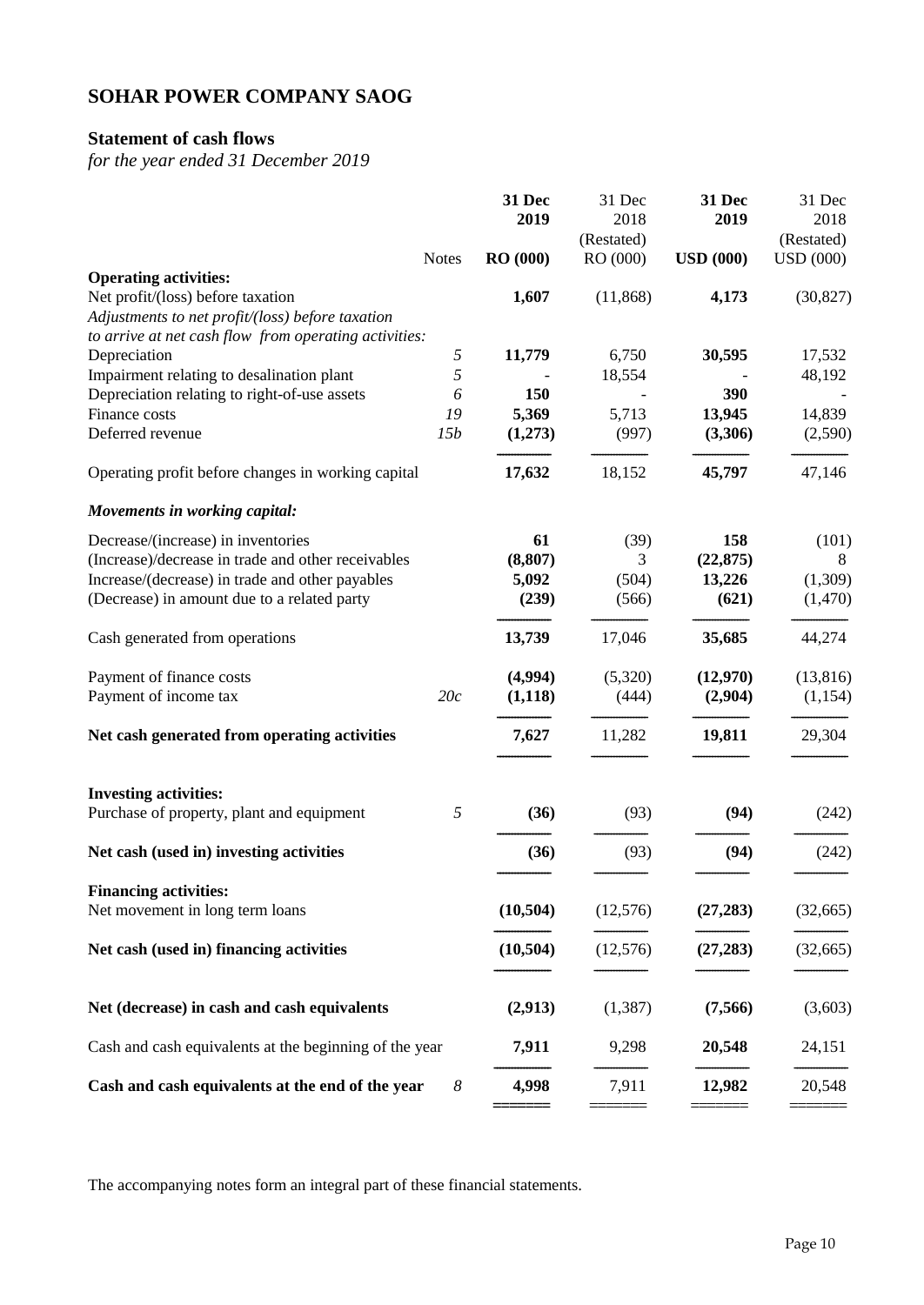# SOHAR POWER COMPANY SAOG

## Statement of cash flows

*for the year ended 31 December 2019*

| | Notes | **31 Dec 2019 RO (000)** | 31 Dec 2018 (Restated) RO (000) | **31 Dec 2019 USD (000)** | 31 Dec 2018 (Restated) USD (000) |
|---|---|---|---|---|---|
| **Operating activities:** | | | | | |
| Net profit/(loss) before taxation | | **1,607** | (11,868) | **4,173** | (30,827) |
| *Adjustments to net profit/(loss) before taxation to arrive at net cash flow from operating activities:* | | | | | |
| Depreciation | *5* | **11,779** | 6,750 | **30,595** | 17,532 |
| Impairment relating to desalination plant | *5* | **-** | 18,554 | **-** | 48,192 |
| Depreciation relating to right-of-use assets | *6* | **150** | - | **390** | - |
| Finance costs | *19* | **5,369** | 5,713 | **13,945** | 14,839 |
| Deferred revenue | *15b* | **(1,273)** | (997) | **(3,306)** | (2,590) |
| Operating profit before changes in working capital | | **17,632** | 18,152 | **45,797** | 47,146 |
| ***Movements in working capital:*** | | | | | |
| Decrease/(increase) in inventories | | **61** | (39) | **158** | (101) |
| (Increase)/decrease in trade and other receivables | | **(8,807)** | 3 | **(22,875)** | 8 |
| Increase/(decrease) in trade and other payables | | **5,092** | (504) | **13,226** | (1,309) |
| (Decrease) in amount due to a related party | | **(239)** | (566) | **(621)** | (1,470) |
| Cash generated from operations | | **13,739** | 17,046 | **35,685** | 44,274 |
| Payment of finance costs | | **(4,994)** | (5,320) | **(12,970)** | (13,816) |
| Payment of income tax | *20c* | **(1,118)** | (444) | **(2,904)** | (1,154) |
| **Net cash generated from operating activities** | | **7,627** | 11,282 | **19,811** | 29,304 |
| **Investing activities:** | | | | | |
| Purchase of property, plant and equipment | *5* | **(36)** | (93) | **(94)** | (242) |
| **Net cash (used in) investing activities** | | **(36)** | (93) | **(94)** | (242) |
| **Financing activities:** | | | | | |
| Net movement in long term loans | | **(10,504)** | (12,576) | **(27,283)** | (32,665) |
| **Net cash (used in) financing activities** | | **(10,504)** | (12,576) | **(27,283)** | (32,665) |
| **Net (decrease) in cash and cash equivalents** | | **(2,913)** | (1,387) | **(7,566)** | (3,603) |
| Cash and cash equivalents at the beginning of the year | | **7,911** | 9,298 | **20,548** | 24,151 |
| **Cash and cash equivalents at the end of the year** | *8* | **4,998** | 7,911 | **12,982** | 20,548 |

The accompanying notes form an integral part of these financial statements.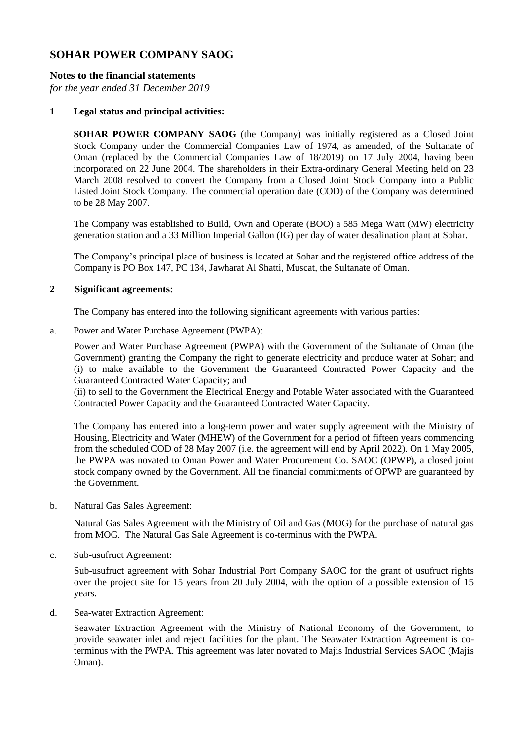# SOHAR POWER COMPANY SAOG

**Notes to the financial statements**
*for the year ended 31 December 2019*

## 1 Legal status and principal activities:

**SOHAR POWER COMPANY SAOG** (the Company) was initially registered as a Closed Joint Stock Company under the Commercial Companies Law of 1974, as amended, of the Sultanate of Oman (replaced by the Commercial Companies Law of 18/2019) on 17 July 2004, having been incorporated on 22 June 2004. The shareholders in their Extra-ordinary General Meeting held on 23 March 2008 resolved to convert the Company from a Closed Joint Stock Company into a Public Listed Joint Stock Company. The commercial operation date (COD) of the Company was determined to be 28 May 2007.

The Company was established to Build, Own and Operate (BOO) a 585 Mega Watt (MW) electricity generation station and a 33 Million Imperial Gallon (IG) per day of water desalination plant at Sohar.

The Company's principal place of business is located at Sohar and the registered office address of the Company is PO Box 147, PC 134, Jawharat Al Shatti, Muscat, the Sultanate of Oman.

## 2 Significant agreements:

The Company has entered into the following significant agreements with various parties:

a. Power and Water Purchase Agreement (PWPA):

Power and Water Purchase Agreement (PWPA) with the Government of the Sultanate of Oman (the Government) granting the Company the right to generate electricity and produce water at Sohar; and
(i) to make available to the Government the Guaranteed Contracted Power Capacity and the Guaranteed Contracted Water Capacity; and
(ii) to sell to the Government the Electrical Energy and Potable Water associated with the Guaranteed Contracted Power Capacity and the Guaranteed Contracted Water Capacity.

The Company has entered into a long-term power and water supply agreement with the Ministry of Housing, Electricity and Water (MHEW) of the Government for a period of fifteen years commencing from the scheduled COD of 28 May 2007 (i.e. the agreement will end by April 2022). On 1 May 2005, the PWPA was novated to Oman Power and Water Procurement Co. SAOC (OPWP), a closed joint stock company owned by the Government. All the financial commitments of OPWP are guaranteed by the Government.

b. Natural Gas Sales Agreement:

Natural Gas Sales Agreement with the Ministry of Oil and Gas (MOG) for the purchase of natural gas from MOG. The Natural Gas Sale Agreement is co-terminus with the PWPA.

c. Sub-usufruct Agreement:

Sub-usufruct agreement with Sohar Industrial Port Company SAOC for the grant of usufruct rights over the project site for 15 years from 20 July 2004, with the option of a possible extension of 15 years.

d. Sea-water Extraction Agreement:

Seawater Extraction Agreement with the Ministry of National Economy of the Government, to provide seawater inlet and reject facilities for the plant. The Seawater Extraction Agreement is co-terminus with the PWPA. This agreement was later novated to Majis Industrial Services SAOC (Majis Oman).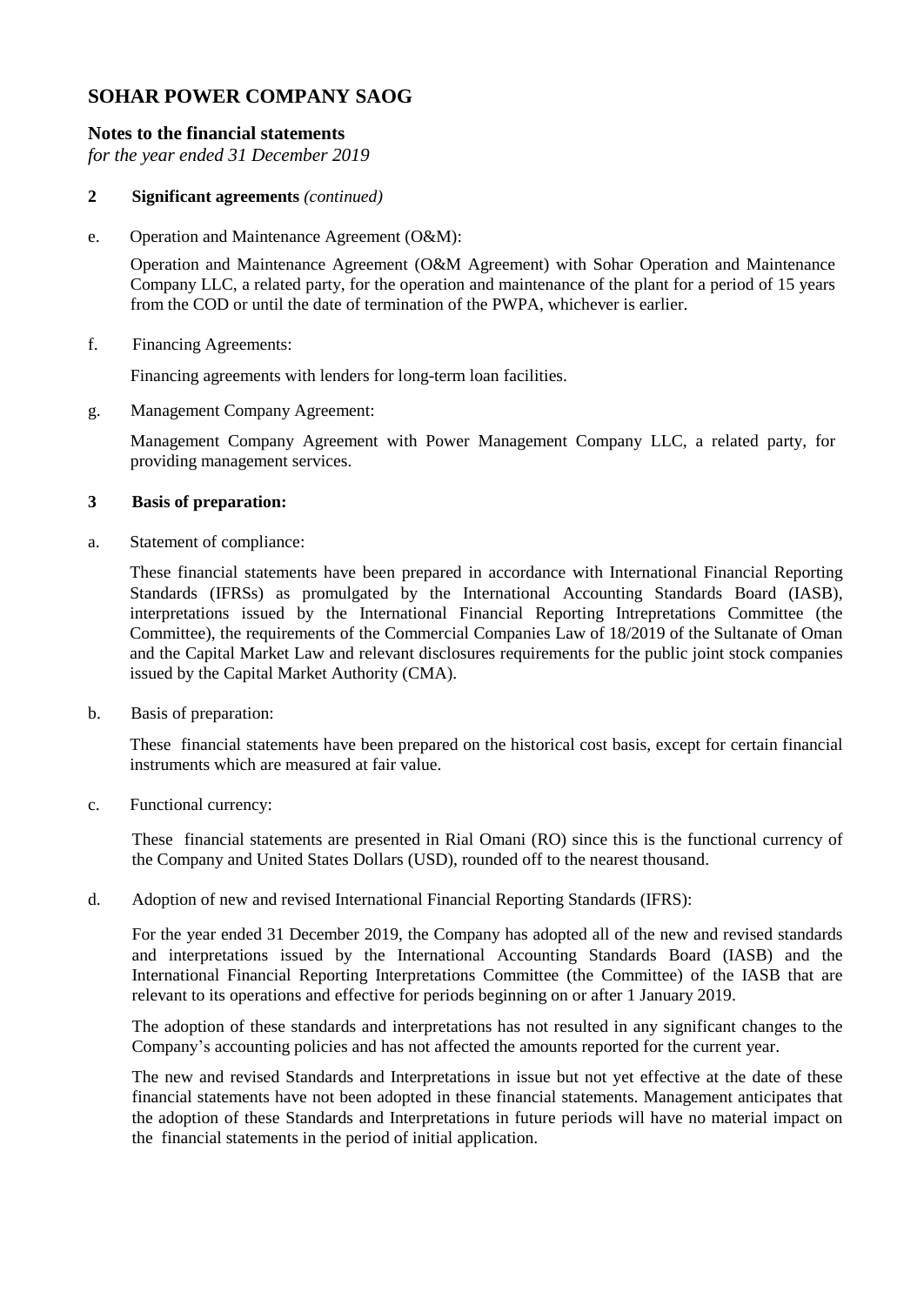# SOHAR POWER COMPANY SAOG

## Notes to the financial statements

*for the year ended 31 December 2019*

### 2 Significant agreements *(continued)*

e. Operation and Maintenance Agreement (O&M):

Operation and Maintenance Agreement (O&M Agreement) with Sohar Operation and Maintenance Company LLC, a related party, for the operation and maintenance of the plant for a period of 15 years from the COD or until the date of termination of the PWPA, whichever is earlier.

f. Financing Agreements:

Financing agreements with lenders for long-term loan facilities.

g. Management Company Agreement:

Management Company Agreement with Power Management Company LLC, a related party, for providing management services.

### 3 Basis of preparation:

a. Statement of compliance:

These financial statements have been prepared in accordance with International Financial Reporting Standards (IFRSs) as promulgated by the International Accounting Standards Board (IASB), interpretations issued by the International Financial Reporting Intrepretations Committee (the Committee), the requirements of the Commercial Companies Law of 18/2019 of the Sultanate of Oman and the Capital Market Law and relevant disclosures requirements for the public joint stock companies issued by the Capital Market Authority (CMA).

b. Basis of preparation:

These financial statements have been prepared on the historical cost basis, except for certain financial instruments which are measured at fair value.

c. Functional currency:

These financial statements are presented in Rial Omani (RO) since this is the functional currency of the Company and United States Dollars (USD), rounded off to the nearest thousand.

d. Adoption of new and revised International Financial Reporting Standards (IFRS):

For the year ended 31 December 2019, the Company has adopted all of the new and revised standards and interpretations issued by the International Accounting Standards Board (IASB) and the International Financial Reporting Interpretations Committee (the Committee) of the IASB that are relevant to its operations and effective for periods beginning on or after 1 January 2019.

The adoption of these standards and interpretations has not resulted in any significant changes to the Company's accounting policies and has not affected the amounts reported for the current year.

The new and revised Standards and Interpretations in issue but not yet effective at the date of these financial statements have not been adopted in these financial statements. Management anticipates that the adoption of these Standards and Interpretations in future periods will have no material impact on the financial statements in the period of initial application.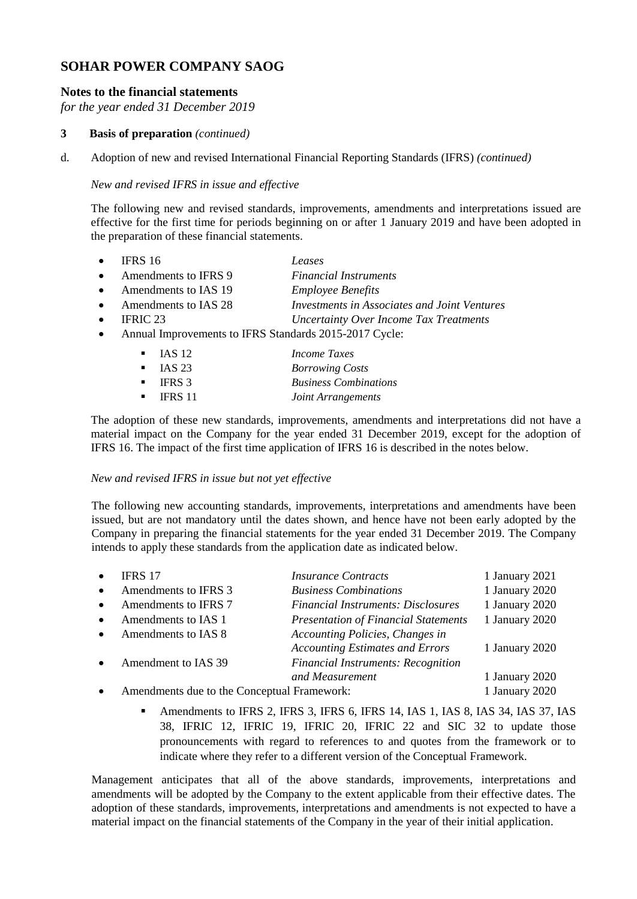# SOHAR POWER COMPANY SAOG

**Notes to the financial statements**
*for the year ended 31 December 2019*

**3 Basis of preparation** *(continued)*

d. Adoption of new and revised International Financial Reporting Standards (IFRS) *(continued)*

*New and revised IFRS in issue and effective*

The following new and revised standards, improvements, amendments and interpretations issued are effective for the first time for periods beginning on or after 1 January 2019 and have been adopted in the preparation of these financial statements.

- IFRS 16 — *Leases*
- Amendments to IFRS 9 — *Financial Instruments*
- Amendments to IAS 19 — *Employee Benefits*
- Amendments to IAS 28 — *Investments in Associates and Joint Ventures*
- IFRIC 23 — *Uncertainty Over Income Tax Treatments*
- Annual Improvements to IFRS Standards 2015-2017 Cycle:
  - IAS 12 — *Income Taxes*
  - IAS 23 — *Borrowing Costs*
  - IFRS 3 — *Business Combinations*
  - IFRS 11 — *Joint Arrangements*

The adoption of these new standards, improvements, amendments and interpretations did not have a material impact on the Company for the year ended 31 December 2019, except for the adoption of IFRS 16. The impact of the first time application of IFRS 16 is described in the notes below.

*New and revised IFRS in issue but not yet effective*

The following new accounting standards, improvements, interpretations and amendments have been issued, but are not mandatory until the dates shown, and hence have not been early adopted by the Company in preparing the financial statements for the year ended 31 December 2019. The Company intends to apply these standards from the application date as indicated below.

| | | |
|---|---|---|
| • IFRS 17 | *Insurance Contracts* | 1 January 2021 |
| • Amendments to IFRS 3 | *Business Combinations* | 1 January 2020 |
| • Amendments to IFRS 7 | *Financial Instruments: Disclosures* | 1 January 2020 |
| • Amendments to IAS 1 | *Presentation of Financial Statements* | 1 January 2020 |
| • Amendments to IAS 8 | *Accounting Policies, Changes in Accounting Estimates and Errors* | 1 January 2020 |
| • Amendment to IAS 39 | *Financial Instruments: Recognition and Measurement* | 1 January 2020 |
| • Amendments due to the Conceptual Framework: | | 1 January 2020 |

- Amendments to IFRS 2, IFRS 3, IFRS 6, IFRS 14, IAS 1, IAS 8, IAS 34, IAS 37, IAS 38, IFRIC 12, IFRIC 19, IFRIC 20, IFRIC 22 and SIC 32 to update those pronouncements with regard to references to and quotes from the framework or to indicate where they refer to a different version of the Conceptual Framework.

Management anticipates that all of the above standards, improvements, interpretations and amendments will be adopted by the Company to the extent applicable from their effective dates. The adoption of these standards, improvements, interpretations and amendments is not expected to have a material impact on the financial statements of the Company in the year of their initial application.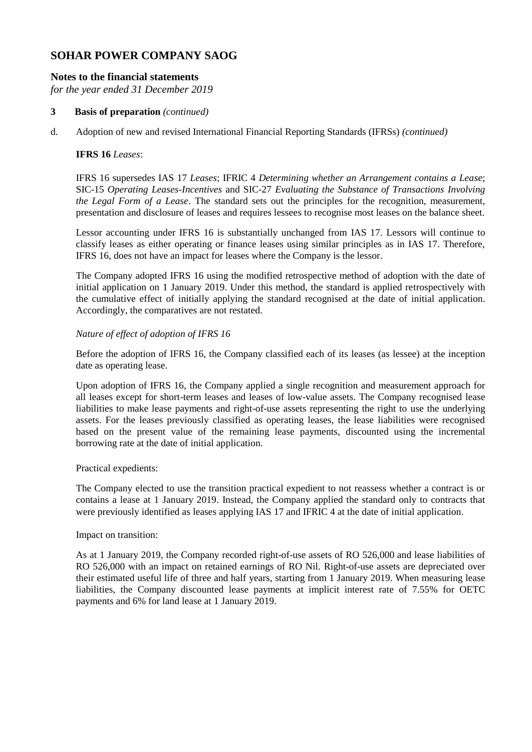# SOHAR POWER COMPANY SAOG

**Notes to the financial statements**
*for the year ended 31 December 2019*

**3 Basis of preparation** *(continued)*

d. Adoption of new and revised International Financial Reporting Standards (IFRSs) *(continued)*

**IFRS 16** *Leases*:

IFRS 16 supersedes IAS 17 *Leases*; IFRIC 4 *Determining whether an Arrangement contains a Lease*; SIC-15 *Operating Leases-Incentives* and SIC-27 *Evaluating the Substance of Transactions Involving the Legal Form of a Lease*. The standard sets out the principles for the recognition, measurement, presentation and disclosure of leases and requires lessees to recognise most leases on the balance sheet.

Lessor accounting under IFRS 16 is substantially unchanged from IAS 17. Lessors will continue to classify leases as either operating or finance leases using similar principles as in IAS 17. Therefore, IFRS 16, does not have an impact for leases where the Company is the lessor.

The Company adopted IFRS 16 using the modified retrospective method of adoption with the date of initial application on 1 January 2019. Under this method, the standard is applied retrospectively with the cumulative effect of initially applying the standard recognised at the date of initial application. Accordingly, the comparatives are not restated.

*Nature of effect of adoption of IFRS 16*

Before the adoption of IFRS 16, the Company classified each of its leases (as lessee) at the inception date as operating lease.

Upon adoption of IFRS 16, the Company applied a single recognition and measurement approach for all leases except for short-term leases and leases of low-value assets. The Company recognised lease liabilities to make lease payments and right-of-use assets representing the right to use the underlying assets. For the leases previously classified as operating leases, the lease liabilities were recognised based on the present value of the remaining lease payments, discounted using the incremental borrowing rate at the date of initial application.

Practical expedients:

The Company elected to use the transition practical expedient to not reassess whether a contract is or contains a lease at 1 January 2019. Instead, the Company applied the standard only to contracts that were previously identified as leases applying IAS 17 and IFRIC 4 at the date of initial application.

Impact on transition:

As at 1 January 2019, the Company recorded right-of-use assets of RO 526,000 and lease liabilities of RO 526,000 with an impact on retained earnings of RO Nil. Right-of-use assets are depreciated over their estimated useful life of three and half years, starting from 1 January 2019. When measuring lease liabilities, the Company discounted lease payments at implicit interest rate of 7.55% for OETC payments and 6% for land lease at 1 January 2019.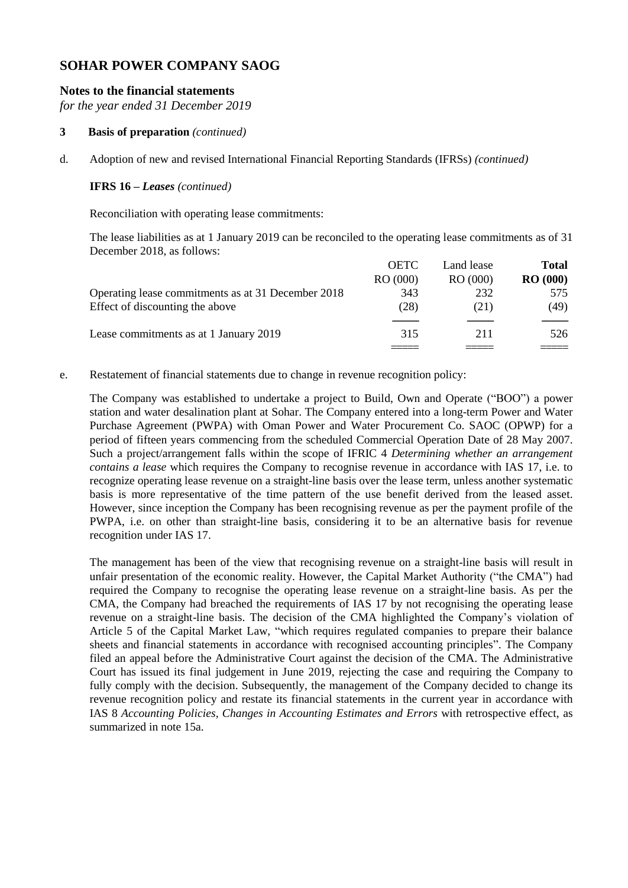# SOHAR POWER COMPANY SAOG

**Notes to the financial statements**
*for the year ended 31 December 2019*

**3 Basis of preparation** *(continued)*

d. Adoption of new and revised International Financial Reporting Standards (IFRSs) *(continued)*

**IFRS 16 –** ***Leases*** *(continued)*

Reconciliation with operating lease commitments:

The lease liabilities as at 1 January 2019 can be reconciled to the operating lease commitments as of 31 December 2018, as follows:

| | OETC | Land lease | **Total** |
|---|---|---|---|
| | RO (000) | RO (000) | **RO (000)** |
| Operating lease commitments as at 31 December 2018 | 343 | 232 | 575 |
| Effect of discounting the above | (28) | (21) | (49) |
| Lease commitments as at 1 January 2019 | 315 | 211 | 526 |

e. Restatement of financial statements due to change in revenue recognition policy:

The Company was established to undertake a project to Build, Own and Operate ("BOO") a power station and water desalination plant at Sohar. The Company entered into a long-term Power and Water Purchase Agreement (PWPA) with Oman Power and Water Procurement Co. SAOC (OPWP) for a period of fifteen years commencing from the scheduled Commercial Operation Date of 28 May 2007. Such a project/arrangement falls within the scope of IFRIC 4 *Determining whether an arrangement contains a lease* which requires the Company to recognise revenue in accordance with IAS 17, i.e. to recognize operating lease revenue on a straight-line basis over the lease term, unless another systematic basis is more representative of the time pattern of the use benefit derived from the leased asset. However, since inception the Company has been recognising revenue as per the payment profile of the PWPA, i.e. on other than straight-line basis, considering it to be an alternative basis for revenue recognition under IAS 17.

The management has been of the view that recognising revenue on a straight-line basis will result in unfair presentation of the economic reality. However, the Capital Market Authority ("the CMA") had required the Company to recognise the operating lease revenue on a straight-line basis. As per the CMA, the Company had breached the requirements of IAS 17 by not recognising the operating lease revenue on a straight-line basis. The decision of the CMA highlighted the Company's violation of Article 5 of the Capital Market Law, "which requires regulated companies to prepare their balance sheets and financial statements in accordance with recognised accounting principles". The Company filed an appeal before the Administrative Court against the decision of the CMA. The Administrative Court has issued its final judgement in June 2019, rejecting the case and requiring the Company to fully comply with the decision. Subsequently, the management of the Company decided to change its revenue recognition policy and restate its financial statements in the current year in accordance with IAS 8 *Accounting Policies, Changes in Accounting Estimates and Errors* with retrospective effect, as summarized in note 15a.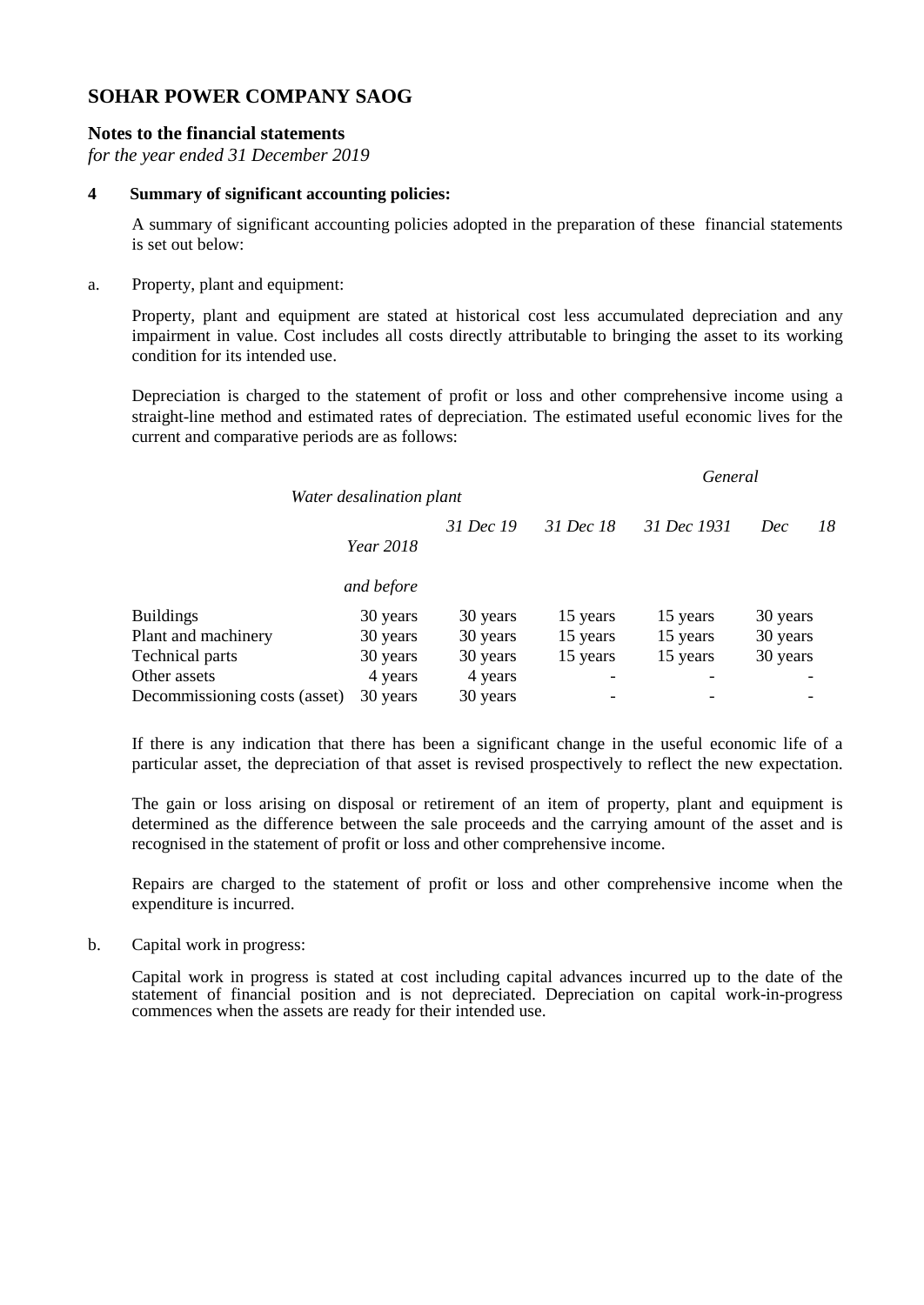# SOHAR POWER COMPANY SAOG

**Notes to the financial statements**
*for the year ended 31 December 2019*

**4 Summary of significant accounting policies:**

A summary of significant accounting policies adopted in the preparation of these financial statements is set out below:

a. Property, plant and equipment:

Property, plant and equipment are stated at historical cost less accumulated depreciation and any impairment in value. Cost includes all costs directly attributable to bringing the asset to its working condition for its intended use.

Depreciation is charged to the statement of profit or loss and other comprehensive income using a straight-line method and estimated rates of depreciation. The estimated useful economic lives for the current and comparative periods are as follows:

| | *Water desalination plant* | | | *General* | |
|---|---|---|---|---|---|
| | *Year 2018 and before* | *31 Dec 19* | *31 Dec 18* | *31 Dec 1931* | *Dec 18* |
| Buildings | 30 years | 30 years | 15 years | 15 years | 30 years |
| Plant and machinery | 30 years | 30 years | 15 years | 15 years | 30 years |
| Technical parts | 30 years | 30 years | 15 years | 15 years | 30 years |
| Other assets | 4 years | 4 years | - | - | - |
| Decommissioning costs (asset) | 30 years | 30 years | - | - | - |

If there is any indication that there has been a significant change in the useful economic life of a particular asset, the depreciation of that asset is revised prospectively to reflect the new expectation.

The gain or loss arising on disposal or retirement of an item of property, plant and equipment is determined as the difference between the sale proceeds and the carrying amount of the asset and is recognised in the statement of profit or loss and other comprehensive income.

Repairs are charged to the statement of profit or loss and other comprehensive income when the expenditure is incurred.

b. Capital work in progress:

Capital work in progress is stated at cost including capital advances incurred up to the date of the statement of financial position and is not depreciated. Depreciation on capital work-in-progress commences when the assets are ready for their intended use.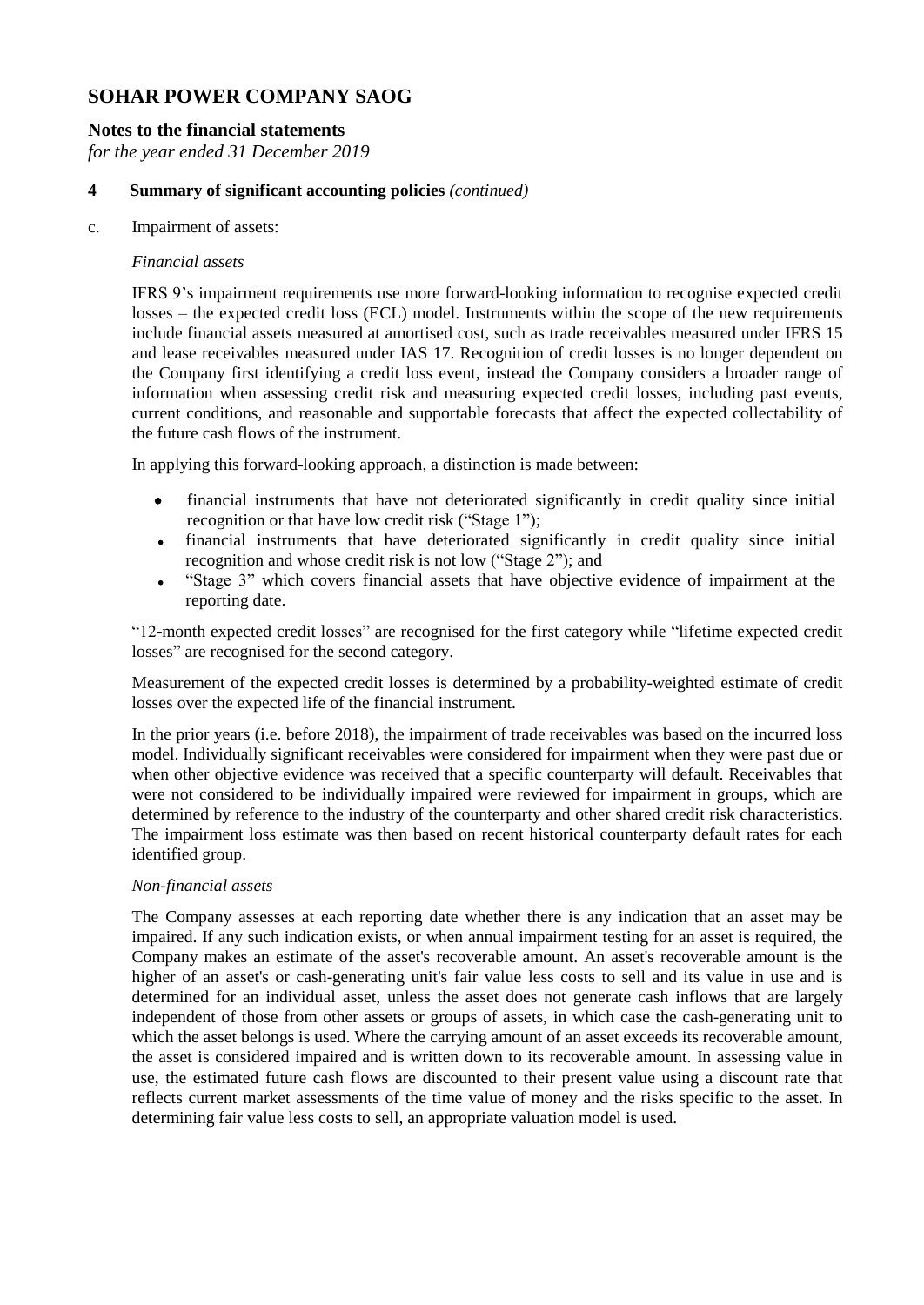# SOHAR POWER COMPANY SAOG

**Notes to the financial statements**

*for the year ended 31 December 2019*

## 4 Summary of significant accounting policies *(continued)*

c. Impairment of assets:

*Financial assets*

IFRS 9's impairment requirements use more forward-looking information to recognise expected credit losses – the expected credit loss (ECL) model. Instruments within the scope of the new requirements include financial assets measured at amortised cost, such as trade receivables measured under IFRS 15 and lease receivables measured under IAS 17. Recognition of credit losses is no longer dependent on the Company first identifying a credit loss event, instead the Company considers a broader range of information when assessing credit risk and measuring expected credit losses, including past events, current conditions, and reasonable and supportable forecasts that affect the expected collectability of the future cash flows of the instrument.

In applying this forward-looking approach, a distinction is made between:

- financial instruments that have not deteriorated significantly in credit quality since initial recognition or that have low credit risk ("Stage 1");
- financial instruments that have deteriorated significantly in credit quality since initial recognition and whose credit risk is not low ("Stage 2"); and
- "Stage 3" which covers financial assets that have objective evidence of impairment at the reporting date.

"12-month expected credit losses" are recognised for the first category while "lifetime expected credit losses" are recognised for the second category.

Measurement of the expected credit losses is determined by a probability-weighted estimate of credit losses over the expected life of the financial instrument.

In the prior years (i.e. before 2018), the impairment of trade receivables was based on the incurred loss model. Individually significant receivables were considered for impairment when they were past due or when other objective evidence was received that a specific counterparty will default. Receivables that were not considered to be individually impaired were reviewed for impairment in groups, which are determined by reference to the industry of the counterparty and other shared credit risk characteristics. The impairment loss estimate was then based on recent historical counterparty default rates for each identified group.

*Non-financial assets*

The Company assesses at each reporting date whether there is any indication that an asset may be impaired. If any such indication exists, or when annual impairment testing for an asset is required, the Company makes an estimate of the asset's recoverable amount. An asset's recoverable amount is the higher of an asset's or cash-generating unit's fair value less costs to sell and its value in use and is determined for an individual asset, unless the asset does not generate cash inflows that are largely independent of those from other assets or groups of assets, in which case the cash-generating unit to which the asset belongs is used. Where the carrying amount of an asset exceeds its recoverable amount, the asset is considered impaired and is written down to its recoverable amount. In assessing value in use, the estimated future cash flows are discounted to their present value using a discount rate that reflects current market assessments of the time value of money and the risks specific to the asset. In determining fair value less costs to sell, an appropriate valuation model is used.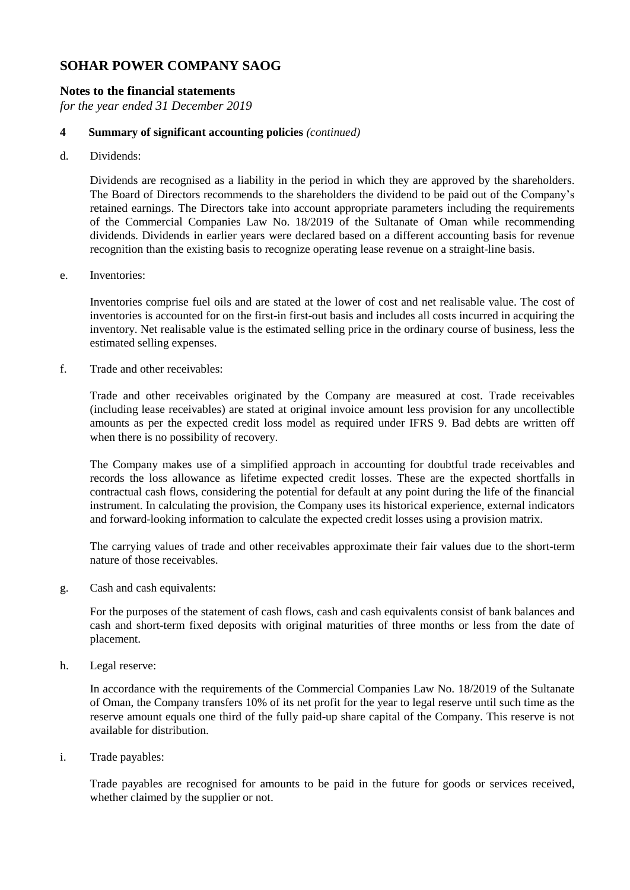# SOHAR POWER COMPANY SAOG

**Notes to the financial statements**
*for the year ended 31 December 2019*

**4 Summary of significant accounting policies** *(continued)*

d. Dividends:

Dividends are recognised as a liability in the period in which they are approved by the shareholders. The Board of Directors recommends to the shareholders the dividend to be paid out of the Company's retained earnings. The Directors take into account appropriate parameters including the requirements of the Commercial Companies Law No. 18/2019 of the Sultanate of Oman while recommending dividends. Dividends in earlier years were declared based on a different accounting basis for revenue recognition than the existing basis to recognize operating lease revenue on a straight-line basis.

e. Inventories:

Inventories comprise fuel oils and are stated at the lower of cost and net realisable value. The cost of inventories is accounted for on the first-in first-out basis and includes all costs incurred in acquiring the inventory. Net realisable value is the estimated selling price in the ordinary course of business, less the estimated selling expenses.

f. Trade and other receivables:

Trade and other receivables originated by the Company are measured at cost. Trade receivables (including lease receivables) are stated at original invoice amount less provision for any uncollectible amounts as per the expected credit loss model as required under IFRS 9. Bad debts are written off when there is no possibility of recovery.

The Company makes use of a simplified approach in accounting for doubtful trade receivables and records the loss allowance as lifetime expected credit losses. These are the expected shortfalls in contractual cash flows, considering the potential for default at any point during the life of the financial instrument. In calculating the provision, the Company uses its historical experience, external indicators and forward-looking information to calculate the expected credit losses using a provision matrix.

The carrying values of trade and other receivables approximate their fair values due to the short-term nature of those receivables.

g. Cash and cash equivalents:

For the purposes of the statement of cash flows, cash and cash equivalents consist of bank balances and cash and short-term fixed deposits with original maturities of three months or less from the date of placement.

h. Legal reserve:

In accordance with the requirements of the Commercial Companies Law No. 18/2019 of the Sultanate of Oman, the Company transfers 10% of its net profit for the year to legal reserve until such time as the reserve amount equals one third of the fully paid-up share capital of the Company. This reserve is not available for distribution.

i. Trade payables:

Trade payables are recognised for amounts to be paid in the future for goods or services received, whether claimed by the supplier or not.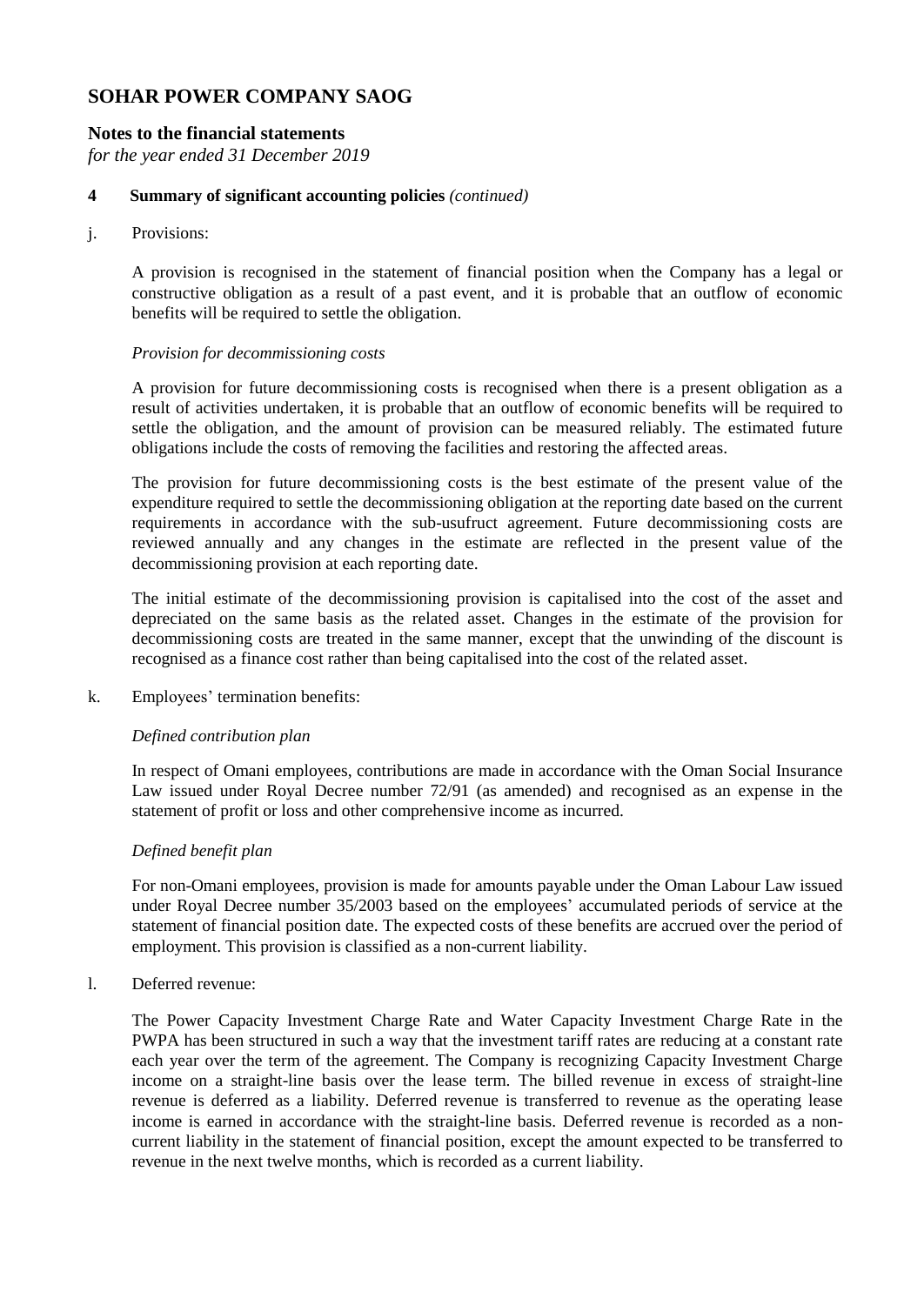# SOHAR POWER COMPANY SAOG

**Notes to the financial statements**
*for the year ended 31 December 2019*

**4 Summary of significant accounting policies** *(continued)*

j. Provisions:

A provision is recognised in the statement of financial position when the Company has a legal or constructive obligation as a result of a past event, and it is probable that an outflow of economic benefits will be required to settle the obligation.

*Provision for decommissioning costs*

A provision for future decommissioning costs is recognised when there is a present obligation as a result of activities undertaken, it is probable that an outflow of economic benefits will be required to settle the obligation, and the amount of provision can be measured reliably. The estimated future obligations include the costs of removing the facilities and restoring the affected areas.

The provision for future decommissioning costs is the best estimate of the present value of the expenditure required to settle the decommissioning obligation at the reporting date based on the current requirements in accordance with the sub-usufruct agreement. Future decommissioning costs are reviewed annually and any changes in the estimate are reflected in the present value of the decommissioning provision at each reporting date.

The initial estimate of the decommissioning provision is capitalised into the cost of the asset and depreciated on the same basis as the related asset. Changes in the estimate of the provision for decommissioning costs are treated in the same manner, except that the unwinding of the discount is recognised as a finance cost rather than being capitalised into the cost of the related asset.

k. Employees' termination benefits:

*Defined contribution plan*

In respect of Omani employees, contributions are made in accordance with the Oman Social Insurance Law issued under Royal Decree number 72/91 (as amended) and recognised as an expense in the statement of profit or loss and other comprehensive income as incurred.

*Defined benefit plan*

For non-Omani employees, provision is made for amounts payable under the Oman Labour Law issued under Royal Decree number 35/2003 based on the employees' accumulated periods of service at the statement of financial position date. The expected costs of these benefits are accrued over the period of employment. This provision is classified as a non-current liability.

l. Deferred revenue:

The Power Capacity Investment Charge Rate and Water Capacity Investment Charge Rate in the PWPA has been structured in such a way that the investment tariff rates are reducing at a constant rate each year over the term of the agreement. The Company is recognizing Capacity Investment Charge income on a straight-line basis over the lease term. The billed revenue in excess of straight-line revenue is deferred as a liability. Deferred revenue is transferred to revenue as the operating lease income is earned in accordance with the straight-line basis. Deferred revenue is recorded as a non-current liability in the statement of financial position, except the amount expected to be transferred to revenue in the next twelve months, which is recorded as a current liability.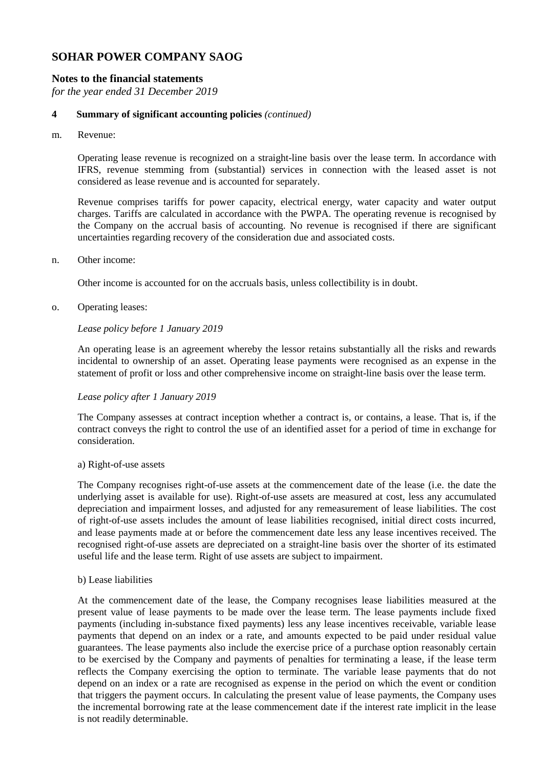# SOHAR POWER COMPANY SAOG

**Notes to the financial statements**
*for the year ended 31 December 2019*

**4 Summary of significant accounting policies** *(continued)*

m. Revenue:

Operating lease revenue is recognized on a straight-line basis over the lease term. In accordance with IFRS, revenue stemming from (substantial) services in connection with the leased asset is not considered as lease revenue and is accounted for separately.

Revenue comprises tariffs for power capacity, electrical energy, water capacity and water output charges. Tariffs are calculated in accordance with the PWPA. The operating revenue is recognised by the Company on the accrual basis of accounting. No revenue is recognised if there are significant uncertainties regarding recovery of the consideration due and associated costs.

n. Other income:

Other income is accounted for on the accruals basis, unless collectibility is in doubt.

o. Operating leases:

*Lease policy before 1 January 2019*

An operating lease is an agreement whereby the lessor retains substantially all the risks and rewards incidental to ownership of an asset. Operating lease payments were recognised as an expense in the statement of profit or loss and other comprehensive income on straight-line basis over the lease term.

*Lease policy after 1 January 2019*

The Company assesses at contract inception whether a contract is, or contains, a lease. That is, if the contract conveys the right to control the use of an identified asset for a period of time in exchange for consideration.

a) Right-of-use assets

The Company recognises right-of-use assets at the commencement date of the lease (i.e. the date the underlying asset is available for use). Right-of-use assets are measured at cost, less any accumulated depreciation and impairment losses, and adjusted for any remeasurement of lease liabilities. The cost of right-of-use assets includes the amount of lease liabilities recognised, initial direct costs incurred, and lease payments made at or before the commencement date less any lease incentives received. The recognised right-of-use assets are depreciated on a straight-line basis over the shorter of its estimated useful life and the lease term. Right of use assets are subject to impairment.

b) Lease liabilities

At the commencement date of the lease, the Company recognises lease liabilities measured at the present value of lease payments to be made over the lease term. The lease payments include fixed payments (including in-substance fixed payments) less any lease incentives receivable, variable lease payments that depend on an index or a rate, and amounts expected to be paid under residual value guarantees. The lease payments also include the exercise price of a purchase option reasonably certain to be exercised by the Company and payments of penalties for terminating a lease, if the lease term reflects the Company exercising the option to terminate. The variable lease payments that do not depend on an index or a rate are recognised as expense in the period on which the event or condition that triggers the payment occurs. In calculating the present value of lease payments, the Company uses the incremental borrowing rate at the lease commencement date if the interest rate implicit in the lease is not readily determinable.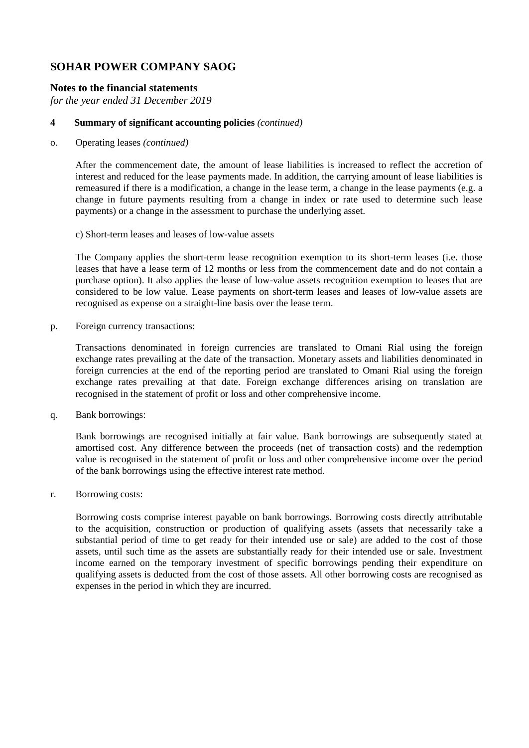# SOHAR POWER COMPANY SAOG

**Notes to the financial statements**

*for the year ended 31 December 2019*

**4 Summary of significant accounting policies** *(continued)*

o. Operating leases *(continued)*

After the commencement date, the amount of lease liabilities is increased to reflect the accretion of interest and reduced for the lease payments made. In addition, the carrying amount of lease liabilities is remeasured if there is a modification, a change in the lease term, a change in the lease payments (e.g. a change in future payments resulting from a change in index or rate used to determine such lease payments) or a change in the assessment to purchase the underlying asset.

c) Short-term leases and leases of low-value assets

The Company applies the short-term lease recognition exemption to its short-term leases (i.e. those leases that have a lease term of 12 months or less from the commencement date and do not contain a purchase option). It also applies the lease of low-value assets recognition exemption to leases that are considered to be low value. Lease payments on short-term leases and leases of low-value assets are recognised as expense on a straight-line basis over the lease term.

p. Foreign currency transactions:

Transactions denominated in foreign currencies are translated to Omani Rial using the foreign exchange rates prevailing at the date of the transaction. Monetary assets and liabilities denominated in foreign currencies at the end of the reporting period are translated to Omani Rial using the foreign exchange rates prevailing at that date. Foreign exchange differences arising on translation are recognised in the statement of profit or loss and other comprehensive income.

q. Bank borrowings:

Bank borrowings are recognised initially at fair value. Bank borrowings are subsequently stated at amortised cost. Any difference between the proceeds (net of transaction costs) and the redemption value is recognised in the statement of profit or loss and other comprehensive income over the period of the bank borrowings using the effective interest rate method.

r. Borrowing costs:

Borrowing costs comprise interest payable on bank borrowings. Borrowing costs directly attributable to the acquisition, construction or production of qualifying assets (assets that necessarily take a substantial period of time to get ready for their intended use or sale) are added to the cost of those assets, until such time as the assets are substantially ready for their intended use or sale. Investment income earned on the temporary investment of specific borrowings pending their expenditure on qualifying assets is deducted from the cost of those assets. All other borrowing costs are recognised as expenses in the period in which they are incurred.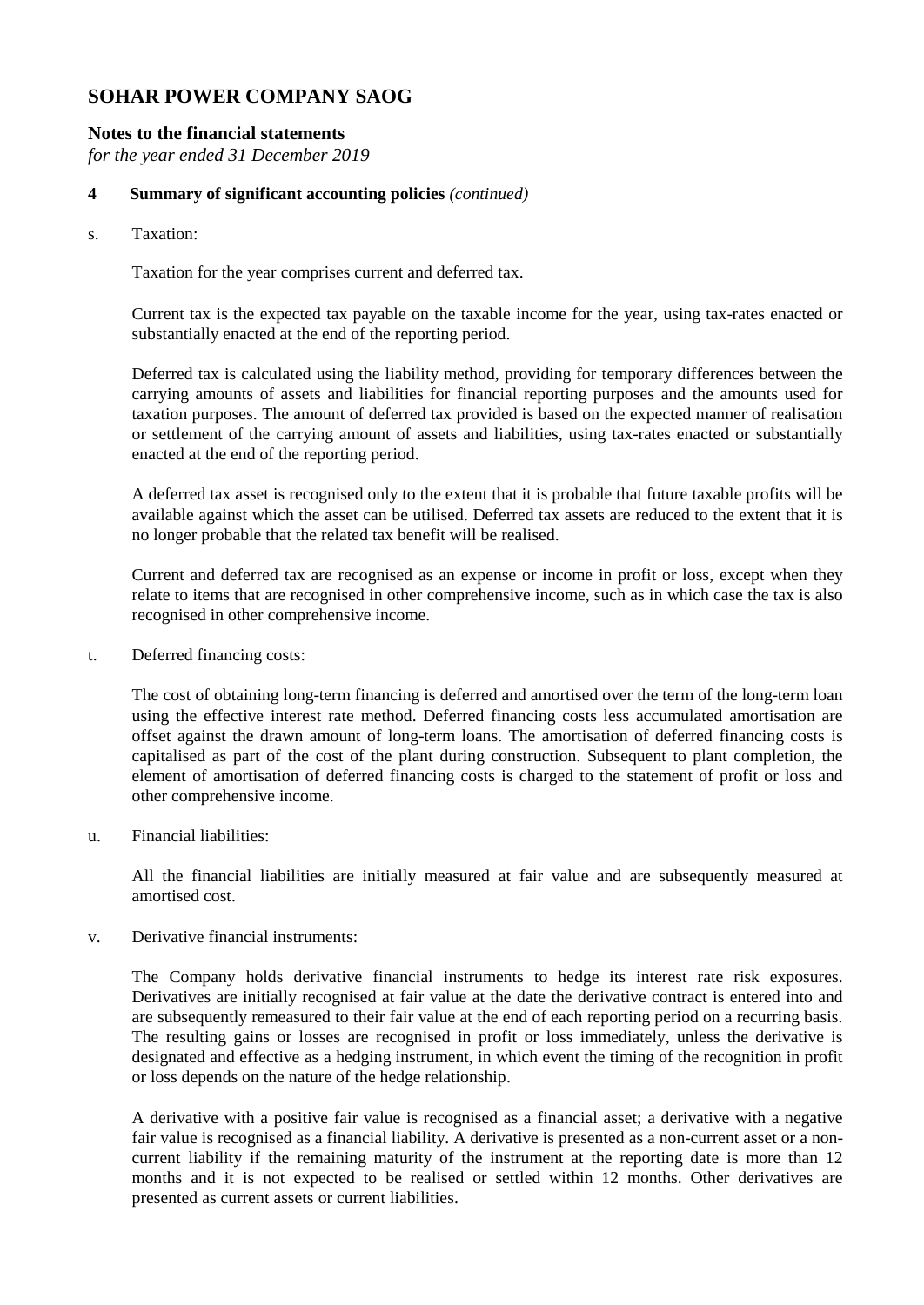# SOHAR POWER COMPANY SAOG

**Notes to the financial statements**
*for the year ended 31 December 2019*

**4 Summary of significant accounting policies** *(continued)*

s. Taxation:

Taxation for the year comprises current and deferred tax.

Current tax is the expected tax payable on the taxable income for the year, using tax-rates enacted or substantially enacted at the end of the reporting period.

Deferred tax is calculated using the liability method, providing for temporary differences between the carrying amounts of assets and liabilities for financial reporting purposes and the amounts used for taxation purposes. The amount of deferred tax provided is based on the expected manner of realisation or settlement of the carrying amount of assets and liabilities, using tax-rates enacted or substantially enacted at the end of the reporting period.

A deferred tax asset is recognised only to the extent that it is probable that future taxable profits will be available against which the asset can be utilised. Deferred tax assets are reduced to the extent that it is no longer probable that the related tax benefit will be realised.

Current and deferred tax are recognised as an expense or income in profit or loss, except when they relate to items that are recognised in other comprehensive income, such as in which case the tax is also recognised in other comprehensive income.

t. Deferred financing costs:

The cost of obtaining long-term financing is deferred and amortised over the term of the long-term loan using the effective interest rate method. Deferred financing costs less accumulated amortisation are offset against the drawn amount of long-term loans. The amortisation of deferred financing costs is capitalised as part of the cost of the plant during construction. Subsequent to plant completion, the element of amortisation of deferred financing costs is charged to the statement of profit or loss and other comprehensive income.

u. Financial liabilities:

All the financial liabilities are initially measured at fair value and are subsequently measured at amortised cost.

v. Derivative financial instruments:

The Company holds derivative financial instruments to hedge its interest rate risk exposures. Derivatives are initially recognised at fair value at the date the derivative contract is entered into and are subsequently remeasured to their fair value at the end of each reporting period on a recurring basis. The resulting gains or losses are recognised in profit or loss immediately, unless the derivative is designated and effective as a hedging instrument, in which event the timing of the recognition in profit or loss depends on the nature of the hedge relationship.

A derivative with a positive fair value is recognised as a financial asset; a derivative with a negative fair value is recognised as a financial liability. A derivative is presented as a non-current asset or a non-current liability if the remaining maturity of the instrument at the reporting date is more than 12 months and it is not expected to be realised or settled within 12 months. Other derivatives are presented as current assets or current liabilities.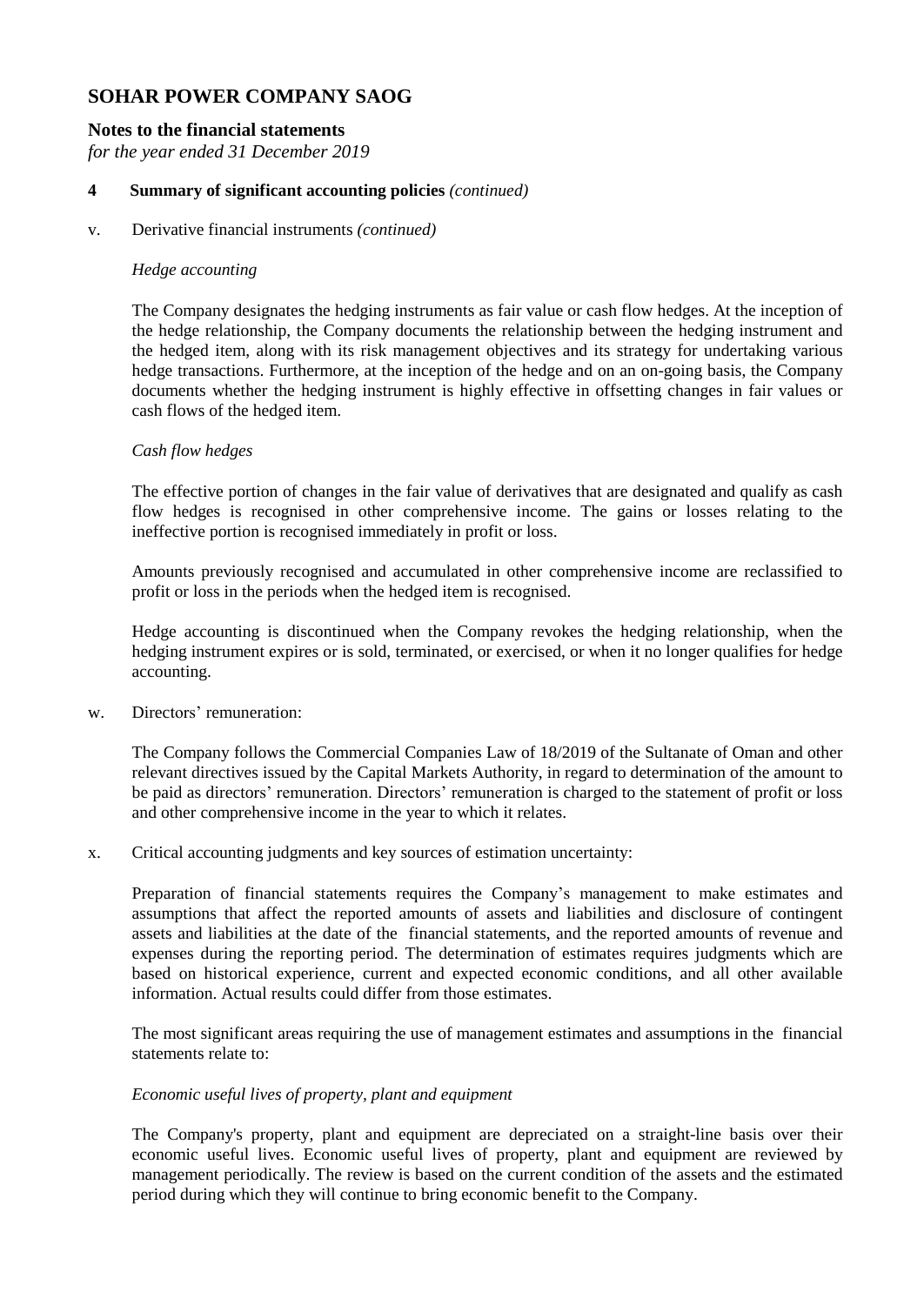# SOHAR POWER COMPANY SAOG

**Notes to the financial statements**

*for the year ended 31 December 2019*

**4 Summary of significant accounting policies** *(continued)*

v. Derivative financial instruments *(continued)*

*Hedge accounting*

The Company designates the hedging instruments as fair value or cash flow hedges. At the inception of the hedge relationship, the Company documents the relationship between the hedging instrument and the hedged item, along with its risk management objectives and its strategy for undertaking various hedge transactions. Furthermore, at the inception of the hedge and on an on-going basis, the Company documents whether the hedging instrument is highly effective in offsetting changes in fair values or cash flows of the hedged item.

*Cash flow hedges*

The effective portion of changes in the fair value of derivatives that are designated and qualify as cash flow hedges is recognised in other comprehensive income. The gains or losses relating to the ineffective portion is recognised immediately in profit or loss.

Amounts previously recognised and accumulated in other comprehensive income are reclassified to profit or loss in the periods when the hedged item is recognised.

Hedge accounting is discontinued when the Company revokes the hedging relationship, when the hedging instrument expires or is sold, terminated, or exercised, or when it no longer qualifies for hedge accounting.

w. Directors' remuneration:

The Company follows the Commercial Companies Law of 18/2019 of the Sultanate of Oman and other relevant directives issued by the Capital Markets Authority, in regard to determination of the amount to be paid as directors' remuneration. Directors' remuneration is charged to the statement of profit or loss and other comprehensive income in the year to which it relates.

x. Critical accounting judgments and key sources of estimation uncertainty:

Preparation of financial statements requires the Company's management to make estimates and assumptions that affect the reported amounts of assets and liabilities and disclosure of contingent assets and liabilities at the date of the financial statements, and the reported amounts of revenue and expenses during the reporting period. The determination of estimates requires judgments which are based on historical experience, current and expected economic conditions, and all other available information. Actual results could differ from those estimates.

The most significant areas requiring the use of management estimates and assumptions in the financial statements relate to:

*Economic useful lives of property, plant and equipment*

The Company's property, plant and equipment are depreciated on a straight-line basis over their economic useful lives. Economic useful lives of property, plant and equipment are reviewed by management periodically. The review is based on the current condition of the assets and the estimated period during which they will continue to bring economic benefit to the Company.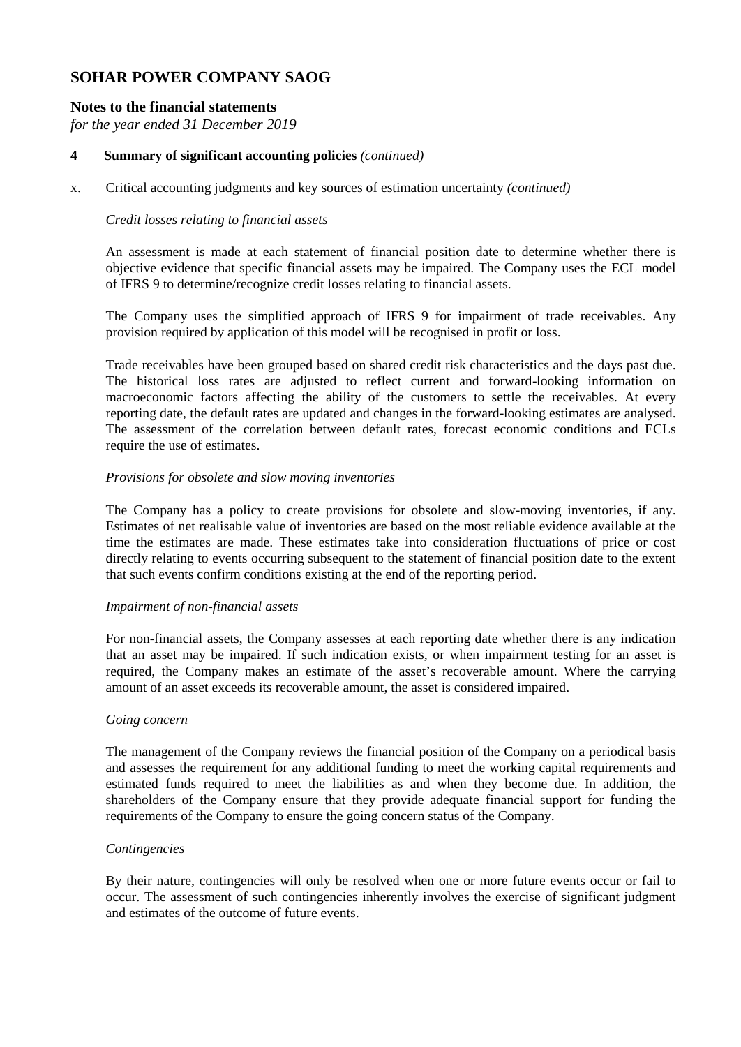# SOHAR POWER COMPANY SAOG

**Notes to the financial statements**
*for the year ended 31 December 2019*

**4 Summary of significant accounting policies** *(continued)*

x. Critical accounting judgments and key sources of estimation uncertainty *(continued)*

*Credit losses relating to financial assets*

An assessment is made at each statement of financial position date to determine whether there is objective evidence that specific financial assets may be impaired. The Company uses the ECL model of IFRS 9 to determine/recognize credit losses relating to financial assets.

The Company uses the simplified approach of IFRS 9 for impairment of trade receivables. Any provision required by application of this model will be recognised in profit or loss.

Trade receivables have been grouped based on shared credit risk characteristics and the days past due. The historical loss rates are adjusted to reflect current and forward-looking information on macroeconomic factors affecting the ability of the customers to settle the receivables. At every reporting date, the default rates are updated and changes in the forward-looking estimates are analysed. The assessment of the correlation between default rates, forecast economic conditions and ECLs require the use of estimates.

*Provisions for obsolete and slow moving inventories*

The Company has a policy to create provisions for obsolete and slow-moving inventories, if any. Estimates of net realisable value of inventories are based on the most reliable evidence available at the time the estimates are made. These estimates take into consideration fluctuations of price or cost directly relating to events occurring subsequent to the statement of financial position date to the extent that such events confirm conditions existing at the end of the reporting period.

*Impairment of non-financial assets*

For non-financial assets, the Company assesses at each reporting date whether there is any indication that an asset may be impaired. If such indication exists, or when impairment testing for an asset is required, the Company makes an estimate of the asset's recoverable amount. Where the carrying amount of an asset exceeds its recoverable amount, the asset is considered impaired.

*Going concern*

The management of the Company reviews the financial position of the Company on a periodical basis and assesses the requirement for any additional funding to meet the working capital requirements and estimated funds required to meet the liabilities as and when they become due. In addition, the shareholders of the Company ensure that they provide adequate financial support for funding the requirements of the Company to ensure the going concern status of the Company.

*Contingencies*

By their nature, contingencies will only be resolved when one or more future events occur or fail to occur. The assessment of such contingencies inherently involves the exercise of significant judgment and estimates of the outcome of future events.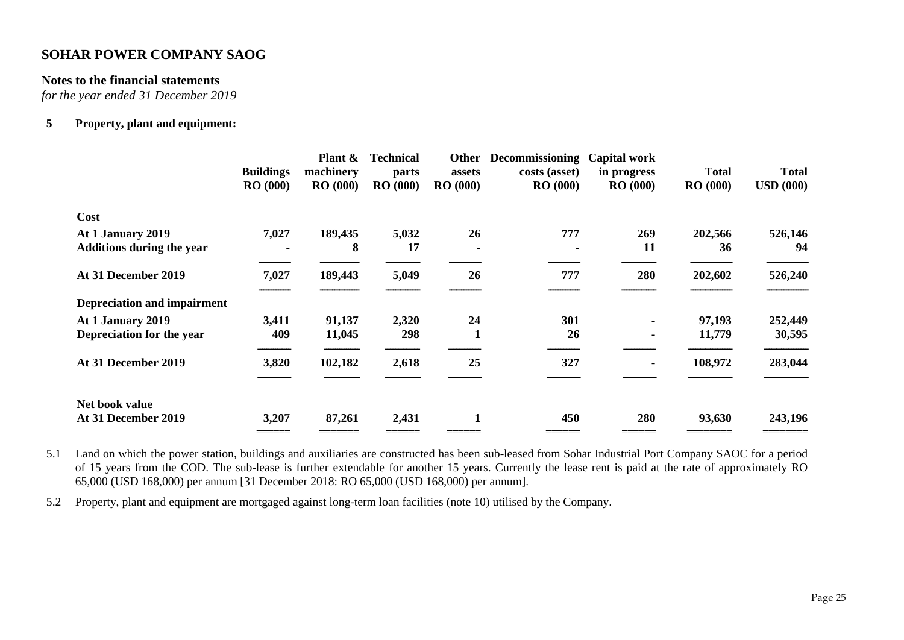## SOHAR POWER COMPANY SAOG

**Notes to the financial statements**
*for the year ended 31 December 2019*

### 5 Property, plant and equipment:

| | Buildings RO (000) | Plant & machinery RO (000) | Technical parts RO (000) | Other assets RO (000) | Decommissioning costs (asset) RO (000) | Capital work in progress RO (000) | Total RO (000) | Total USD (000) |
|---|---|---|---|---|---|---|---|---|
| **Cost** | | | | | | | | |
| **At 1 January 2019** | 7,027 | 189,435 | 5,032 | 26 | 777 | 269 | 202,566 | 526,146 |
| **Additions during the year** | - | 8 | 17 | - | - | 11 | 36 | 94 |
| **At 31 December 2019** | 7,027 | 189,443 | 5,049 | 26 | 777 | 280 | 202,602 | 526,240 |
| **Depreciation and impairment** | | | | | | | | |
| **At 1 January 2019** | 3,411 | 91,137 | 2,320 | 24 | 301 | - | 97,193 | 252,449 |
| **Depreciation for the year** | 409 | 11,045 | 298 | 1 | 26 | - | 11,779 | 30,595 |
| **At 31 December 2019** | 3,820 | 102,182 | 2,618 | 25 | 327 | - | 108,972 | 283,044 |
| **Net book value** | | | | | | | | |
| **At 31 December 2019** | 3,207 | 87,261 | 2,431 | 1 | 450 | 280 | 93,630 | 243,196 |

5.1 Land on which the power station, buildings and auxiliaries are constructed has been sub-leased from Sohar Industrial Port Company SAOC for a period of 15 years from the COD. The sub-lease is further extendable for another 15 years. Currently the lease rent is paid at the rate of approximately RO 65,000 (USD 168,000) per annum [31 December 2018: RO 65,000 (USD 168,000) per annum].

5.2 Property, plant and equipment are mortgaged against long-term loan facilities (note 10) utilised by the Company.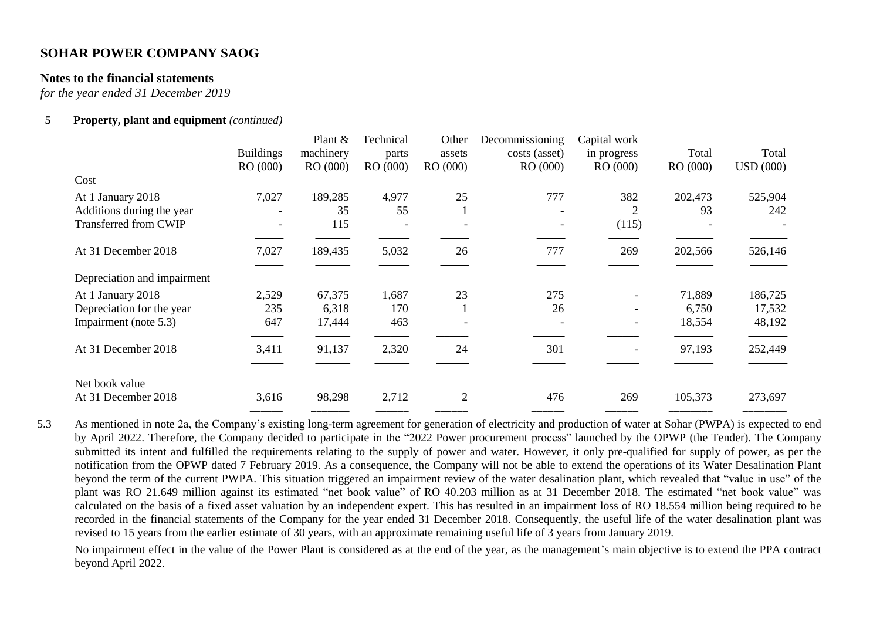## SOHAR POWER COMPANY SAOG

**Notes to the financial statements**
*for the year ended 31 December 2019*

**5 Property, plant and equipment** *(continued)*

| | Buildings RO (000) | Plant & machinery RO (000) | Technical parts RO (000) | Other assets RO (000) | Decommissioning costs (asset) RO (000) | Capital work in progress RO (000) | Total RO (000) | Total USD (000) |
|---|---|---|---|---|---|---|---|---|
| Cost | | | | | | | | |
| At 1 January 2018 | 7,027 | 189,285 | 4,977 | 25 | 777 | 382 | 202,473 | 525,904 |
| Additions during the year | - | 35 | 55 | 1 | - | 2 | 93 | 242 |
| Transferred from CWIP | - | 115 | - | - | - | (115) | - | - |
| At 31 December 2018 | 7,027 | 189,435 | 5,032 | 26 | 777 | 269 | 202,566 | 526,146 |
| Depreciation and impairment | | | | | | | | |
| At 1 January 2018 | 2,529 | 67,375 | 1,687 | 23 | 275 | - | 71,889 | 186,725 |
| Depreciation for the year | 235 | 6,318 | 170 | 1 | 26 | - | 6,750 | 17,532 |
| Impairment (note 5.3) | 647 | 17,444 | 463 | - | - | - | 18,554 | 48,192 |
| At 31 December 2018 | 3,411 | 91,137 | 2,320 | 24 | 301 | - | 97,193 | 252,449 |
| Net book value | | | | | | | | |
| At 31 December 2018 | 3,616 | 98,298 | 2,712 | 2 | 476 | 269 | 105,373 | 273,697 |

5.3 As mentioned in note 2a, the Company's existing long-term agreement for generation of electricity and production of water at Sohar (PWPA) is expected to end by April 2022. Therefore, the Company decided to participate in the "2022 Power procurement process" launched by the OPWP (the Tender). The Company submitted its intent and fulfilled the requirements relating to the supply of power and water. However, it only pre-qualified for supply of power, as per the notification from the OPWP dated 7 February 2019. As a consequence, the Company will not be able to extend the operations of its Water Desalination Plant beyond the term of the current PWPA. This situation triggered an impairment review of the water desalination plant, which revealed that "value in use" of the plant was RO 21.649 million against its estimated "net book value" of RO 40.203 million as at 31 December 2018. The estimated "net book value" was calculated on the basis of a fixed asset valuation by an independent expert. This has resulted in an impairment loss of RO 18.554 million being required to be recorded in the financial statements of the Company for the year ended 31 December 2018. Consequently, the useful life of the water desalination plant was revised to 15 years from the earlier estimate of 30 years, with an approximate remaining useful life of 3 years from January 2019.

No impairment effect in the value of the Power Plant is considered as at the end of the year, as the management's main objective is to extend the PPA contract beyond April 2022.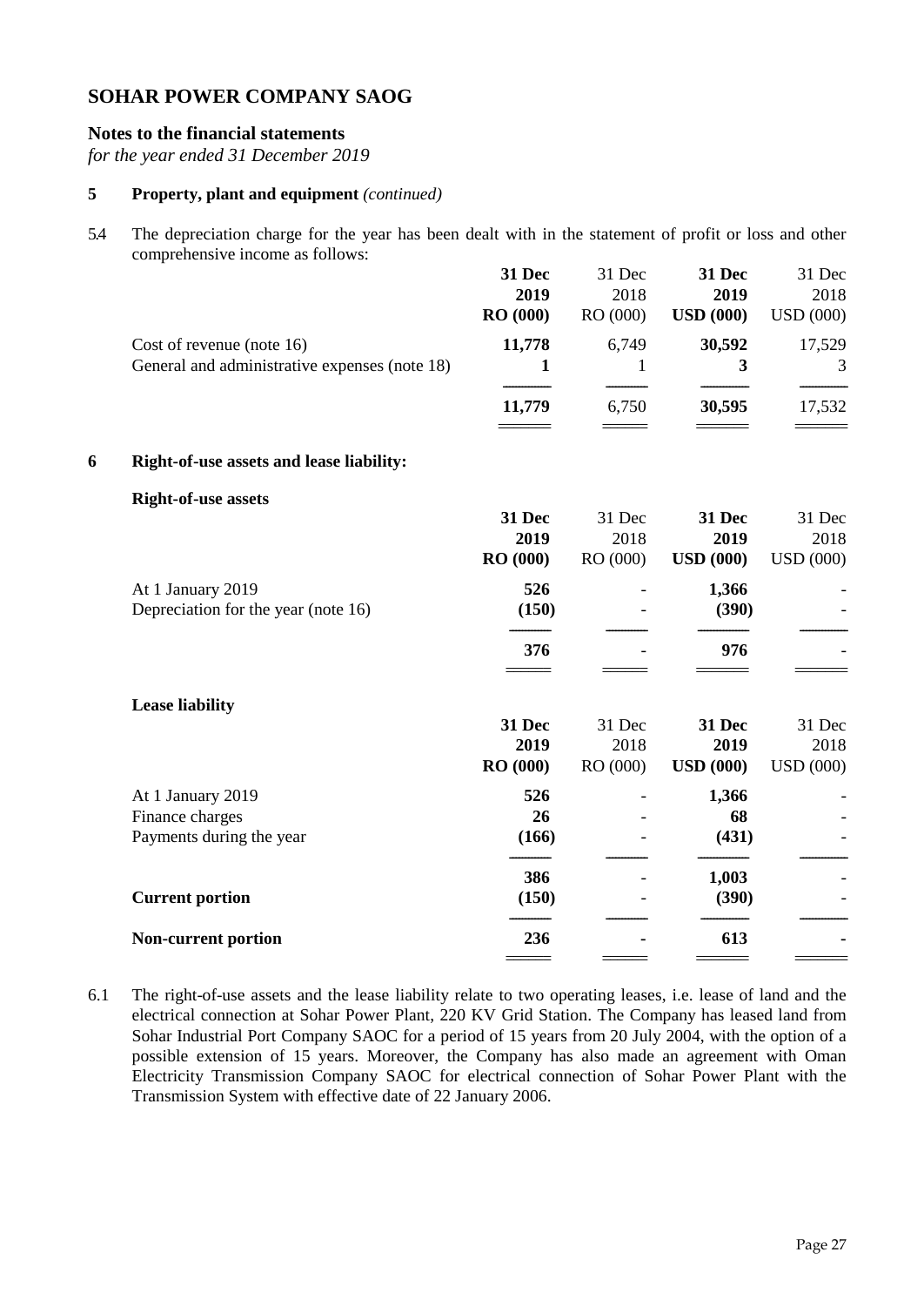# SOHAR POWER COMPANY SAOG

**Notes to the financial statements**

*for the year ended 31 December 2019*

## 5 Property, plant and equipment *(continued)*

5.4 The depreciation charge for the year has been dealt with in the statement of profit or loss and other comprehensive income as follows:

| | **31 Dec 2019 RO (000)** | 31 Dec 2018 RO (000) | **31 Dec 2019 USD (000)** | 31 Dec 2018 USD (000) |
|---|---|---|---|---|
| Cost of revenue (note 16) | **11,778** | 6,749 | **30,592** | 17,529 |
| General and administrative expenses (note 18) | **1** | 1 | **3** | 3 |
| | **11,779** | 6,750 | **30,595** | 17,532 |

## 6 Right-of-use assets and lease liability:

**Right-of-use assets**

| | **31 Dec 2019 RO (000)** | 31 Dec 2018 RO (000) | **31 Dec 2019 USD (000)** | 31 Dec 2018 USD (000) |
|---|---|---|---|---|
| At 1 January 2019 | **526** | - | **1,366** | - |
| Depreciation for the year (note 16) | **(150)** | - | **(390)** | - |
| | **376** | - | **976** | - |

**Lease liability**

| | **31 Dec 2019 RO (000)** | 31 Dec 2018 RO (000) | **31 Dec 2019 USD (000)** | 31 Dec 2018 USD (000) |
|---|---|---|---|---|
| At 1 January 2019 | **526** | - | **1,366** | - |
| Finance charges | **26** | - | **68** | - |
| Payments during the year | **(166)** | - | **(431)** | - |
| | **386** | - | **1,003** | - |
| **Current portion** | **(150)** | - | **(390)** | - |
| **Non-current portion** | **236** | **-** | **613** | **-** |

6.1 The right-of-use assets and the lease liability relate to two operating leases, i.e. lease of land and the electrical connection at Sohar Power Plant, 220 KV Grid Station. The Company has leased land from Sohar Industrial Port Company SAOC for a period of 15 years from 20 July 2004, with the option of a possible extension of 15 years. Moreover, the Company has also made an agreement with Oman Electricity Transmission Company SAOC for electrical connection of Sohar Power Plant with the Transmission System with effective date of 22 January 2006.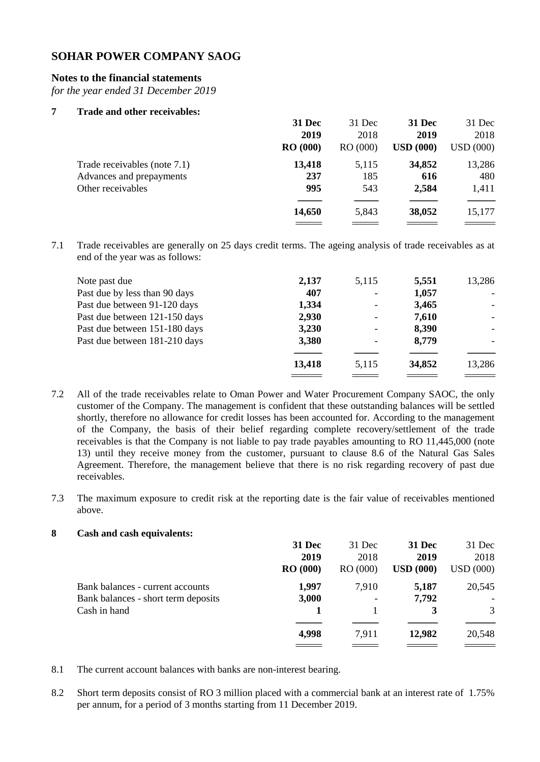# SOHAR POWER COMPANY SAOG

**Notes to the financial statements**
*for the year ended 31 December 2019*

## 7 Trade and other receivables:

| | **31 Dec 2019 RO (000)** | 31 Dec 2018 RO (000) | **31 Dec 2019 USD (000)** | 31 Dec 2018 USD (000) |
|---|---|---|---|---|
| Trade receivables (note 7.1) | **13,418** | 5,115 | **34,852** | 13,286 |
| Advances and prepayments | **237** | 185 | **616** | 480 |
| Other receivables | **995** | 543 | **2,584** | 1,411 |
| | **14,650** | 5,843 | **38,052** | 15,177 |

7.1 Trade receivables are generally on 25 days credit terms. The ageing analysis of trade receivables as at end of the year was as follows:

| | | | | |
|---|---|---|---|---|
| Note past due | **2,137** | 5,115 | **5,551** | 13,286 |
| Past due by less than 90 days | **407** | - | **1,057** | - |
| Past due between 91-120 days | **1,334** | - | **3,465** | - |
| Past due between 121-150 days | **2,930** | - | **7,610** | - |
| Past due between 151-180 days | **3,230** | - | **8,390** | - |
| Past due between 181-210 days | **3,380** | - | **8,779** | - |
| | **13,418** | 5,115 | **34,852** | 13,286 |

7.2 All of the trade receivables relate to Oman Power and Water Procurement Company SAOC, the only customer of the Company. The management is confident that these outstanding balances will be settled shortly, therefore no allowance for credit losses has been accounted for. According to the management of the Company, the basis of their belief regarding complete recovery/settlement of the trade receivables is that the Company is not liable to pay trade payables amounting to RO 11,445,000 (note 13) until they receive money from the customer, pursuant to clause 8.6 of the Natural Gas Sales Agreement. Therefore, the management believe that there is no risk regarding recovery of past due receivables.

7.3 The maximum exposure to credit risk at the reporting date is the fair value of receivables mentioned above.

## 8 Cash and cash equivalents:

| | **31 Dec 2019 RO (000)** | 31 Dec 2018 RO (000) | **31 Dec 2019 USD (000)** | 31 Dec 2018 USD (000) |
|---|---|---|---|---|
| Bank balances - current accounts | **1,997** | 7,910 | **5,187** | 20,545 |
| Bank balances - short term deposits | **3,000** | - | **7,792** | - |
| Cash in hand | **1** | 1 | **3** | 3 |
| | **4,998** | 7,911 | **12,982** | 20,548 |

8.1 The current account balances with banks are non-interest bearing.

8.2 Short term deposits consist of RO 3 million placed with a commercial bank at an interest rate of 1.75% per annum, for a period of 3 months starting from 11 December 2019.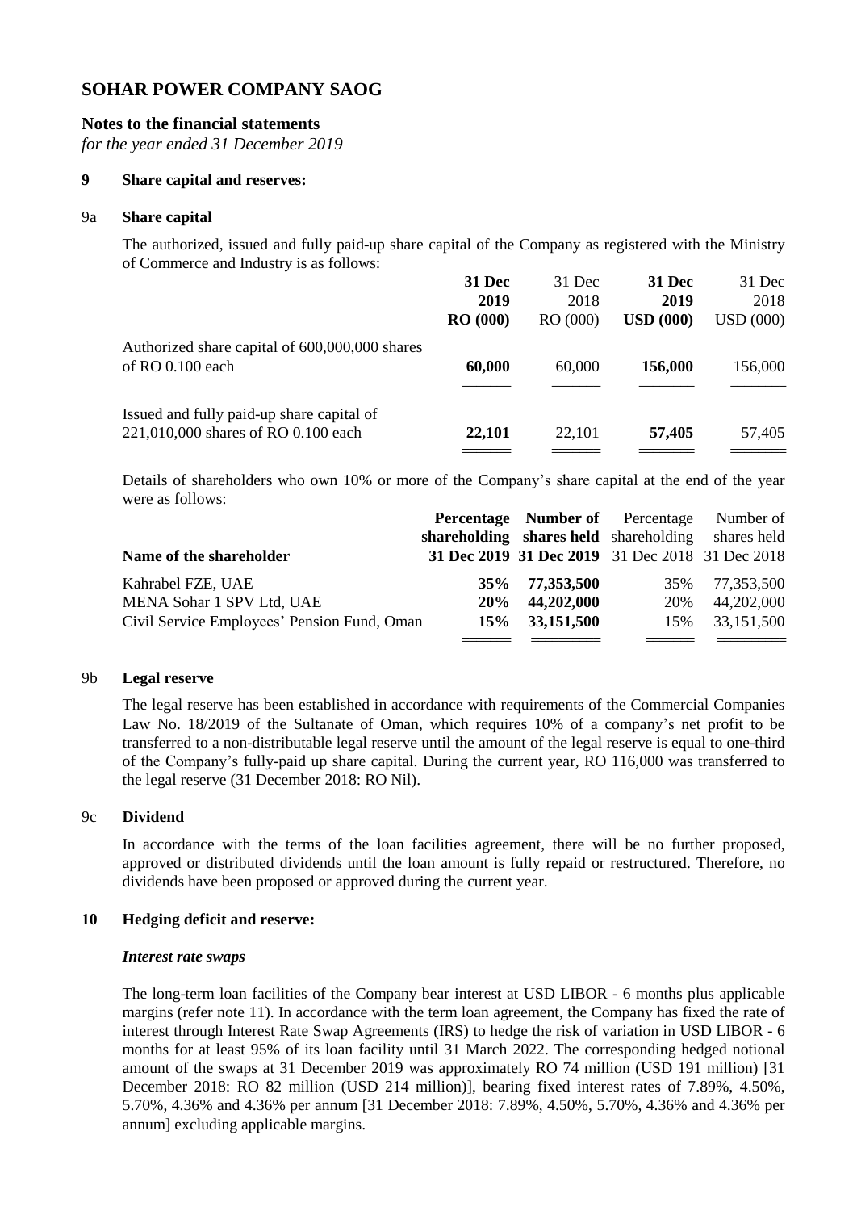# SOHAR POWER COMPANY SAOG

## Notes to the financial statements

*for the year ended 31 December 2019*

### 9 Share capital and reserves:

#### 9a Share capital

The authorized, issued and fully paid-up share capital of the Company as registered with the Ministry of Commerce and Industry is as follows:

| | **31 Dec 2019 RO (000)** | 31 Dec 2018 RO (000) | **31 Dec 2019 USD (000)** | 31 Dec 2018 USD (000) |
|---|---|---|---|---|
| Authorized share capital of 600,000,000 shares of RO 0.100 each | **60,000** | 60,000 | **156,000** | 156,000 |
| Issued and fully paid-up share capital of 221,010,000 shares of RO 0.100 each | **22,101** | 22,101 | **57,405** | 57,405 |

Details of shareholders who own 10% or more of the Company's share capital at the end of the year were as follows:

| Name of the shareholder | **Percentage shareholding 31 Dec 2019** | **Number of shares held 31 Dec 2019** | Percentage shareholding 31 Dec 2018 | Number of shares held 31 Dec 2018 |
|---|---|---|---|---|
| Kahrabel FZE, UAE | **35%** | **77,353,500** | 35% | 77,353,500 |
| MENA Sohar 1 SPV Ltd, UAE | **20%** | **44,202,000** | 20% | 44,202,000 |
| Civil Service Employees' Pension Fund, Oman | **15%** | **33,151,500** | 15% | 33,151,500 |

#### 9b Legal reserve

The legal reserve has been established in accordance with requirements of the Commercial Companies Law No. 18/2019 of the Sultanate of Oman, which requires 10% of a company's net profit to be transferred to a non-distributable legal reserve until the amount of the legal reserve is equal to one-third of the Company's fully-paid up share capital. During the current year, RO 116,000 was transferred to the legal reserve (31 December 2018: RO Nil).

#### 9c Dividend

In accordance with the terms of the loan facilities agreement, there will be no further proposed, approved or distributed dividends until the loan amount is fully repaid or restructured. Therefore, no dividends have been proposed or approved during the current year.

### 10 Hedging deficit and reserve:

***Interest rate swaps***

The long-term loan facilities of the Company bear interest at USD LIBOR - 6 months plus applicable margins (refer note 11). In accordance with the term loan agreement, the Company has fixed the rate of interest through Interest Rate Swap Agreements (IRS) to hedge the risk of variation in USD LIBOR - 6 months for at least 95% of its loan facility until 31 March 2022. The corresponding hedged notional amount of the swaps at 31 December 2019 was approximately RO 74 million (USD 191 million) [31 December 2018: RO 82 million (USD 214 million)], bearing fixed interest rates of 7.89%, 4.50%, 5.70%, 4.36% and 4.36% per annum [31 December 2018: 7.89%, 4.50%, 5.70%, 4.36% and 4.36% per annum] excluding applicable margins.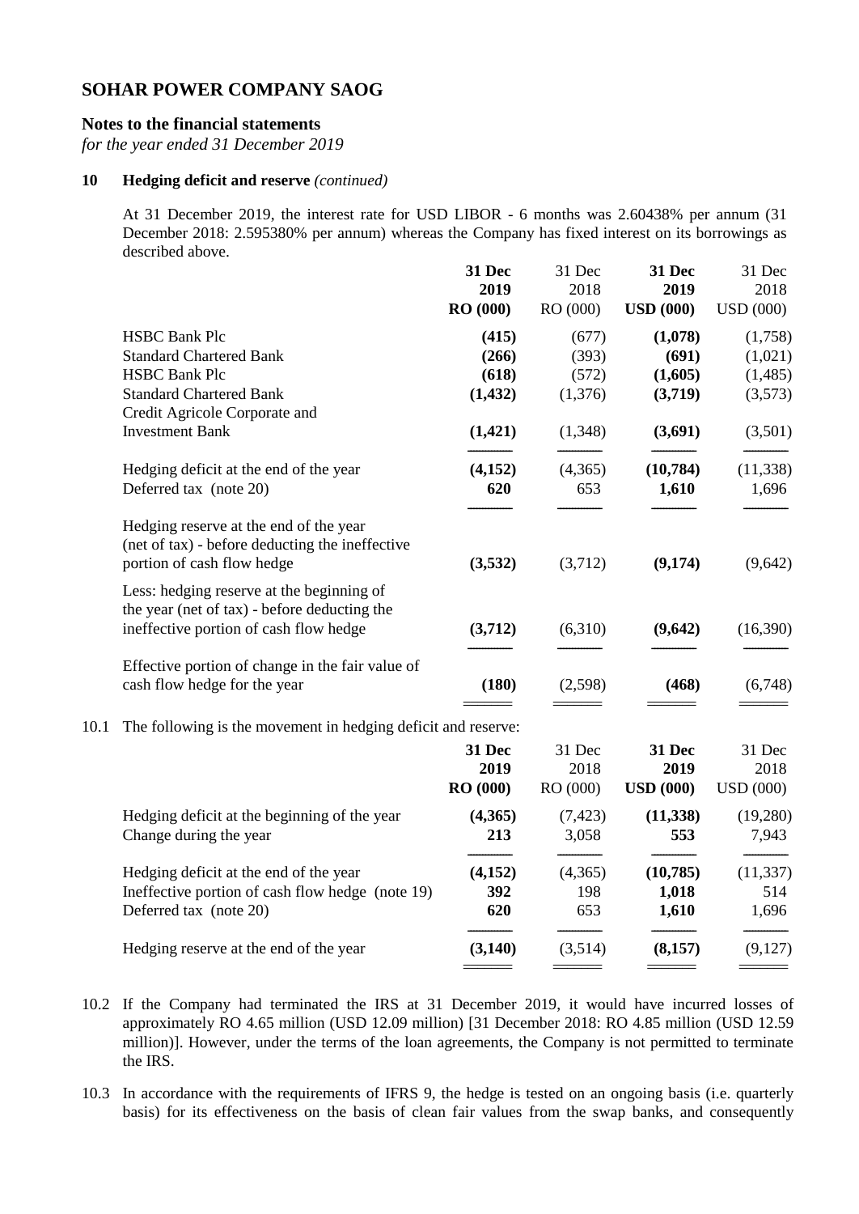# SOHAR POWER COMPANY SAOG

**Notes to the financial statements**

*for the year ended 31 December 2019*

## 10 Hedging deficit and reserve *(continued)*

At 31 December 2019, the interest rate for USD LIBOR - 6 months was 2.60438% per annum (31 December 2018: 2.595380% per annum) whereas the Company has fixed interest on its borrowings as described above.

| | **31 Dec 2019 RO (000)** | 31 Dec 2018 RO (000) | **31 Dec 2019 USD (000)** | 31 Dec 2018 USD (000) |
|---|---|---|---|---|
| HSBC Bank Plc | **(415)** | (677) | **(1,078)** | (1,758) |
| Standard Chartered Bank | **(266)** | (393) | **(691)** | (1,021) |
| HSBC Bank Plc | **(618)** | (572) | **(1,605)** | (1,485) |
| Standard Chartered Bank | **(1,432)** | (1,376) | **(3,719)** | (3,573) |
| Credit Agricole Corporate and Investment Bank | **(1,421)** | (1,348) | **(3,691)** | (3,501) |
| Hedging deficit at the end of the year | **(4,152)** | (4,365) | **(10,784)** | (11,338) |
| Deferred tax (note 20) | **620** | 653 | **1,610** | 1,696 |
| Hedging reserve at the end of the year (net of tax) - before deducting the ineffective portion of cash flow hedge | **(3,532)** | (3,712) | **(9,174)** | (9,642) |
| Less: hedging reserve at the beginning of the year (net of tax) - before deducting the ineffective portion of cash flow hedge | **(3,712)** | (6,310) | **(9,642)** | (16,390) |
| Effective portion of change in the fair value of cash flow hedge for the year | **(180)** | (2,598) | **(468)** | (6,748) |

10.1 The following is the movement in hedging deficit and reserve:

| | **31 Dec 2019 RO (000)** | 31 Dec 2018 RO (000) | **31 Dec 2019 USD (000)** | 31 Dec 2018 USD (000) |
|---|---|---|---|---|
| Hedging deficit at the beginning of the year | **(4,365)** | (7,423) | **(11,338)** | (19,280) |
| Change during the year | **213** | 3,058 | **553** | 7,943 |
| Hedging deficit at the end of the year | **(4,152)** | (4,365) | **(10,785)** | (11,337) |
| Ineffective portion of cash flow hedge (note 19) | **392** | 198 | **1,018** | 514 |
| Deferred tax (note 20) | **620** | 653 | **1,610** | 1,696 |
| Hedging reserve at the end of the year | **(3,140)** | (3,514) | **(8,157)** | (9,127) |

10.2 If the Company had terminated the IRS at 31 December 2019, it would have incurred losses of approximately RO 4.65 million (USD 12.09 million) [31 December 2018: RO 4.85 million (USD 12.59 million)]. However, under the terms of the loan agreements, the Company is not permitted to terminate the IRS.

10.3 In accordance with the requirements of IFRS 9, the hedge is tested on an ongoing basis (i.e. quarterly basis) for its effectiveness on the basis of clean fair values from the swap banks, and consequently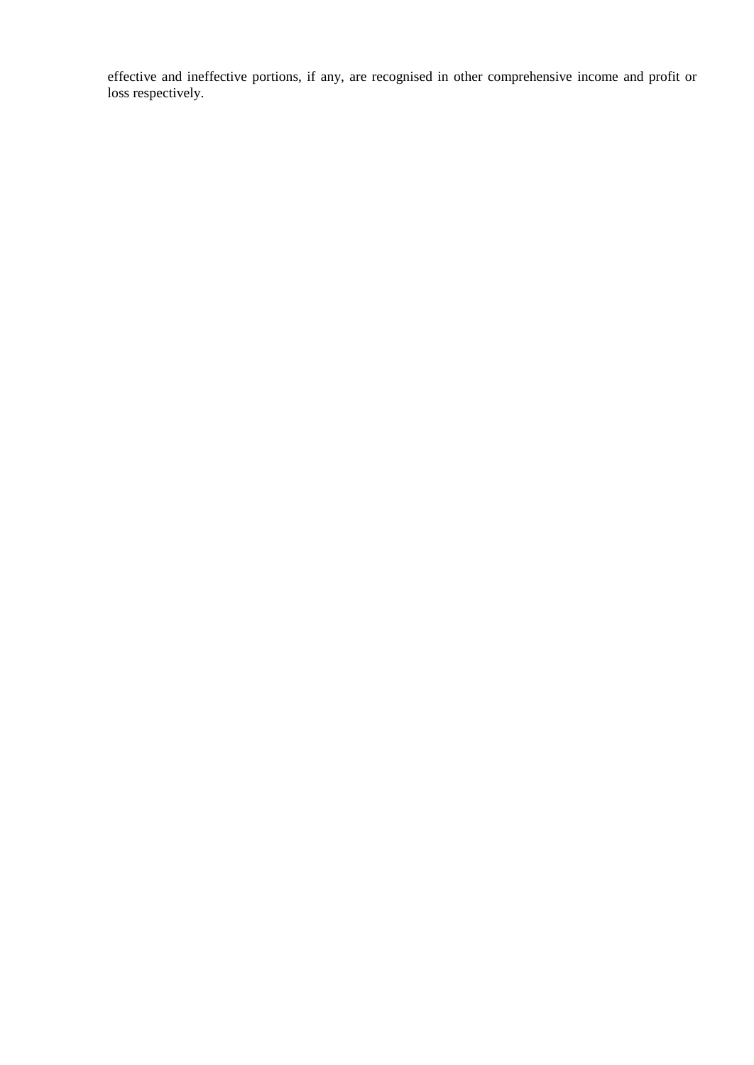effective and ineffective portions, if any, are recognised in other comprehensive income and profit or loss respectively.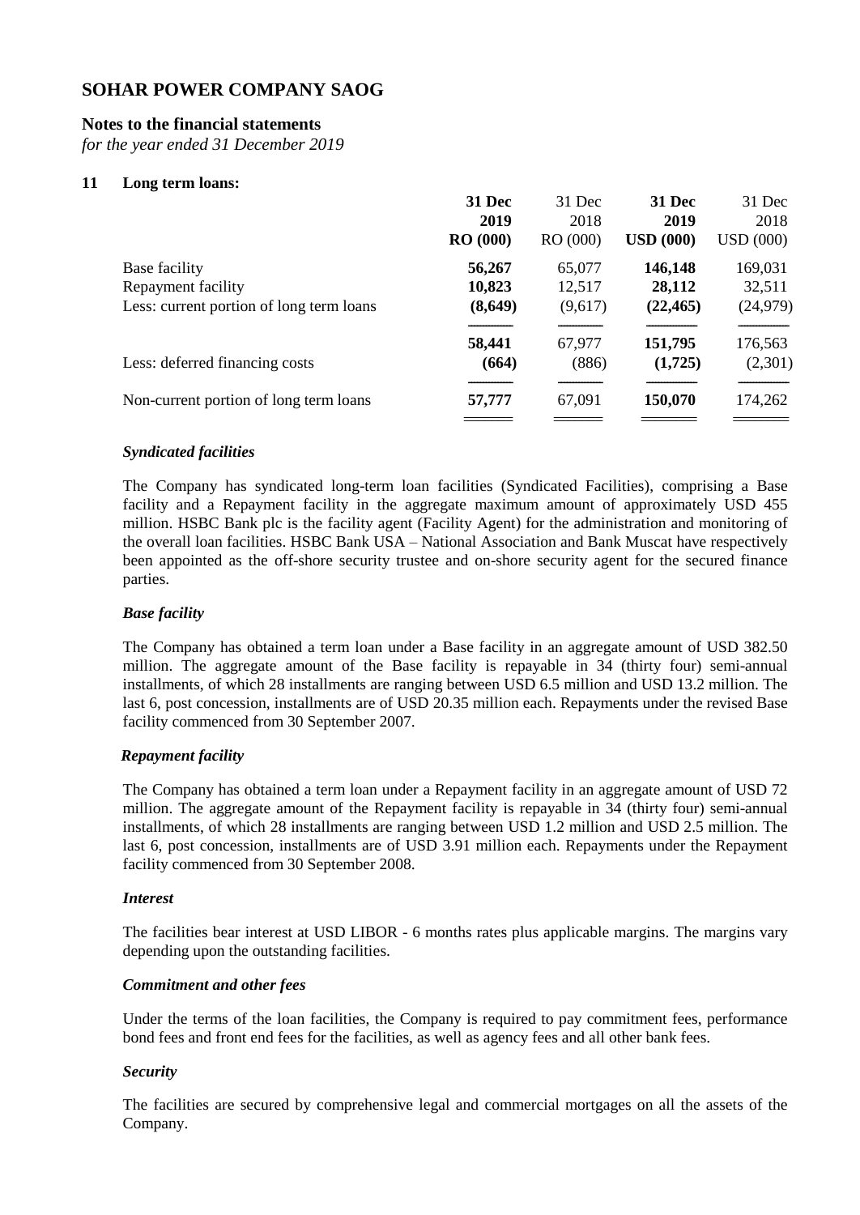# SOHAR POWER COMPANY SAOG

## Notes to the financial statements

*for the year ended 31 December 2019*

### 11 Long term loans:

| | **31 Dec 2019 RO (000)** | 31 Dec 2018 RO (000) | **31 Dec 2019 USD (000)** | 31 Dec 2018 USD (000) |
|---|---|---|---|---|
| Base facility | **56,267** | 65,077 | **146,148** | 169,031 |
| Repayment facility | **10,823** | 12,517 | **28,112** | 32,511 |
| Less: current portion of long term loans | **(8,649)** | (9,617) | **(22,465)** | (24,979) |
| | **58,441** | 67,977 | **151,795** | 176,563 |
| Less: deferred financing costs | **(664)** | (886) | **(1,725)** | (2,301) |
| Non-current portion of long term loans | **57,777** | 67,091 | **150,070** | 174,262 |

***Syndicated facilities***

The Company has syndicated long-term loan facilities (Syndicated Facilities), comprising a Base facility and a Repayment facility in the aggregate maximum amount of approximately USD 455 million. HSBC Bank plc is the facility agent (Facility Agent) for the administration and monitoring of the overall loan facilities. HSBC Bank USA – National Association and Bank Muscat have respectively been appointed as the off-shore security trustee and on-shore security agent for the secured finance parties.

***Base facility***

The Company has obtained a term loan under a Base facility in an aggregate amount of USD 382.50 million. The aggregate amount of the Base facility is repayable in 34 (thirty four) semi-annual installments, of which 28 installments are ranging between USD 6.5 million and USD 13.2 million. The last 6, post concession, installments are of USD 20.35 million each. Repayments under the revised Base facility commenced from 30 September 2007.

***Repayment facility***

The Company has obtained a term loan under a Repayment facility in an aggregate amount of USD 72 million. The aggregate amount of the Repayment facility is repayable in 34 (thirty four) semi-annual installments, of which 28 installments are ranging between USD 1.2 million and USD 2.5 million. The last 6, post concession, installments are of USD 3.91 million each. Repayments under the Repayment facility commenced from 30 September 2008.

***Interest***

The facilities bear interest at USD LIBOR - 6 months rates plus applicable margins. The margins vary depending upon the outstanding facilities.

***Commitment and other fees***

Under the terms of the loan facilities, the Company is required to pay commitment fees, performance bond fees and front end fees for the facilities, as well as agency fees and all other bank fees.

***Security***

The facilities are secured by comprehensive legal and commercial mortgages on all the assets of the Company.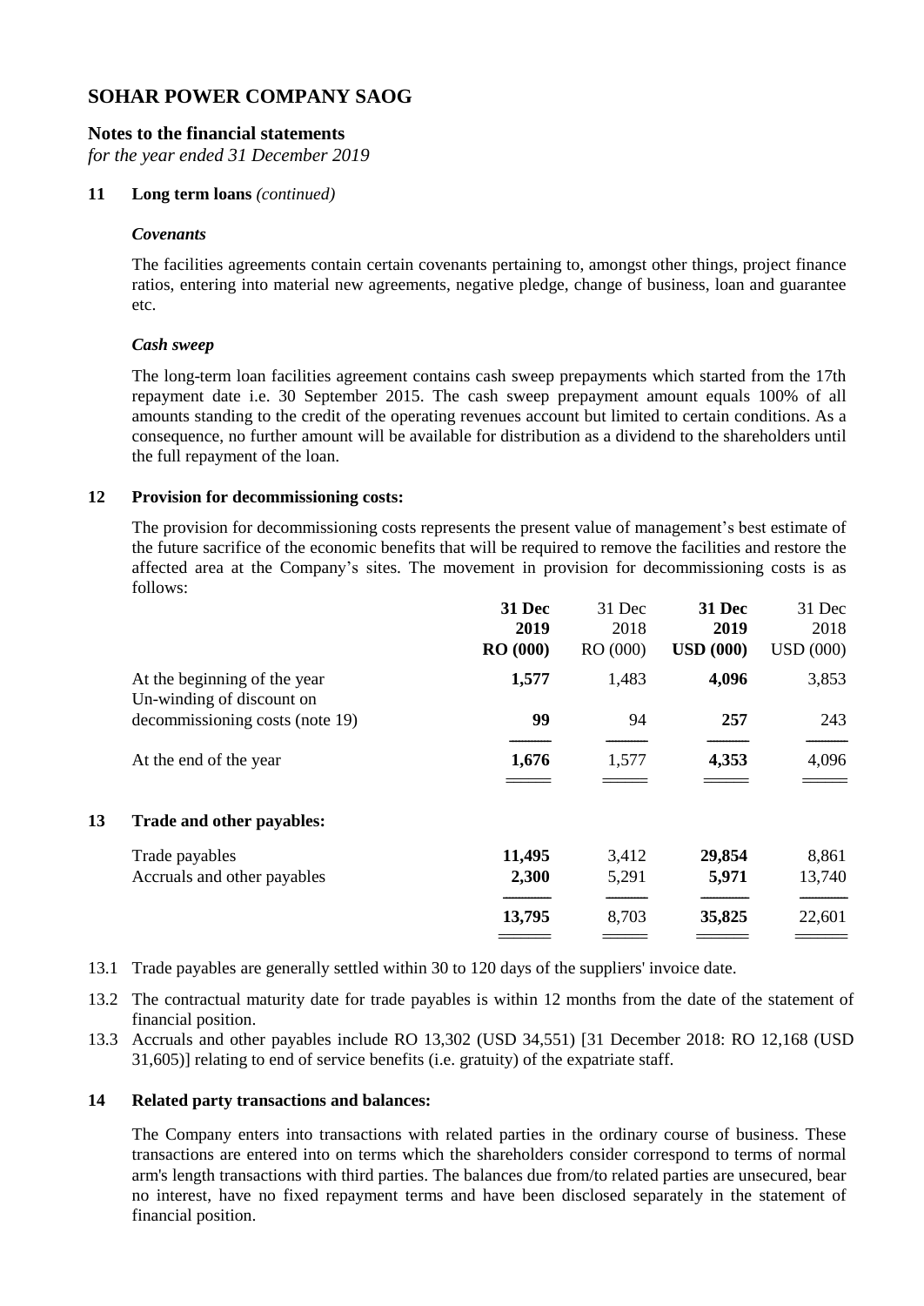# SOHAR POWER COMPANY SAOG

## Notes to the financial statements

*for the year ended 31 December 2019*

### 11 Long term loans *(continued)*

#### *Covenants*

The facilities agreements contain certain covenants pertaining to, amongst other things, project finance ratios, entering into material new agreements, negative pledge, change of business, loan and guarantee etc.

#### *Cash sweep*

The long-term loan facilities agreement contains cash sweep prepayments which started from the 17th repayment date i.e. 30 September 2015. The cash sweep prepayment amount equals 100% of all amounts standing to the credit of the operating revenues account but limited to certain conditions. As a consequence, no further amount will be available for distribution as a dividend to the shareholders until the full repayment of the loan.

### 12 Provision for decommissioning costs:

The provision for decommissioning costs represents the present value of management's best estimate of the future sacrifice of the economic benefits that will be required to remove the facilities and restore the affected area at the Company's sites. The movement in provision for decommissioning costs is as follows:

| | **31 Dec 2019 RO (000)** | 31 Dec 2018 RO (000) | **31 Dec 2019 USD (000)** | 31 Dec 2018 USD (000) |
|---|---|---|---|---|
| At the beginning of the year | **1,577** | 1,483 | **4,096** | 3,853 |
| Un-winding of discount on decommissioning costs (note 19) | **99** | 94 | **257** | 243 |
| At the end of the year | **1,676** | 1,577 | **4,353** | 4,096 |

### 13 Trade and other payables:

| | **31 Dec 2019 RO (000)** | 31 Dec 2018 RO (000) | **31 Dec 2019 USD (000)** | 31 Dec 2018 USD (000) |
|---|---|---|---|---|
| Trade payables | **11,495** | 3,412 | **29,854** | 8,861 |
| Accruals and other payables | **2,300** | 5,291 | **5,971** | 13,740 |
| | **13,795** | 8,703 | **35,825** | 22,601 |

13.1 Trade payables are generally settled within 30 to 120 days of the suppliers' invoice date.

13.2 The contractual maturity date for trade payables is within 12 months from the date of the statement of financial position.

13.3 Accruals and other payables include RO 13,302 (USD 34,551) [31 December 2018: RO 12,168 (USD 31,605)] relating to end of service benefits (i.e. gratuity) of the expatriate staff.

### 14 Related party transactions and balances:

The Company enters into transactions with related parties in the ordinary course of business. These transactions are entered into on terms which the shareholders consider correspond to terms of normal arm's length transactions with third parties. The balances due from/to related parties are unsecured, bear no interest, have no fixed repayment terms and have been disclosed separately in the statement of financial position.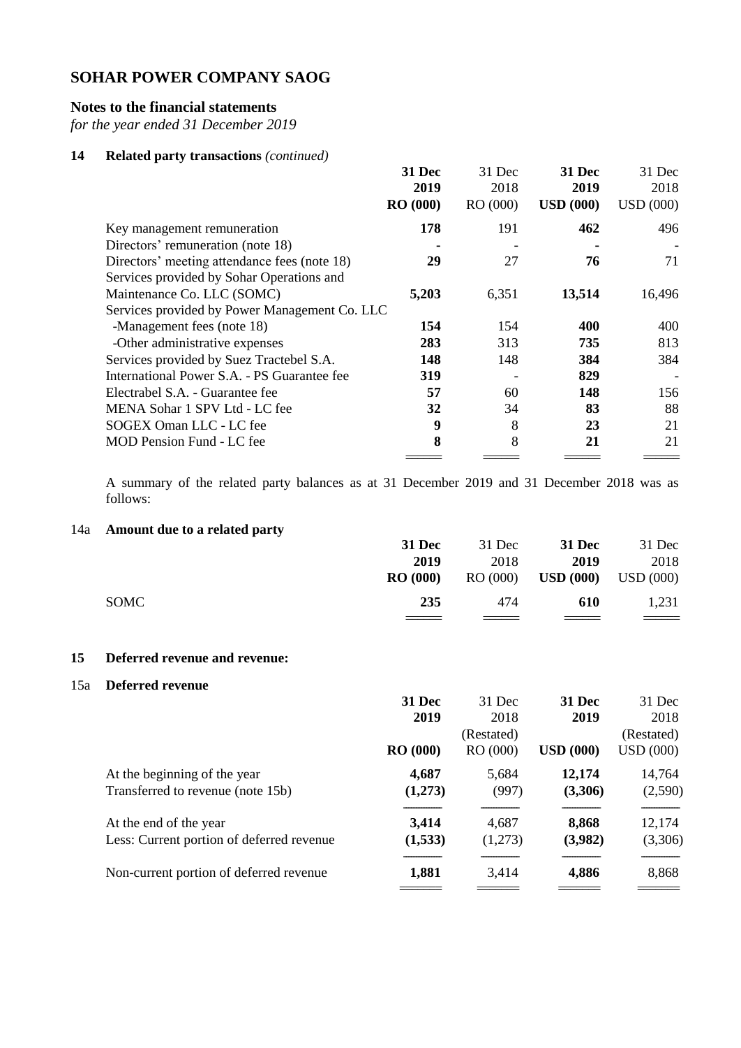# SOHAR POWER COMPANY SAOG

**Notes to the financial statements**

*for the year ended 31 December 2019*

## 14 Related party transactions *(continued)*

| | **31 Dec 2019 RO (000)** | 31 Dec 2018 RO (000) | **31 Dec 2019 USD (000)** | 31 Dec 2018 USD (000) |
|---|---|---|---|---|
| Key management remuneration | **178** | 191 | **462** | 496 |
| Directors' remuneration (note 18) | **-** | - | **-** | - |
| Directors' meeting attendance fees (note 18) | **29** | 27 | **76** | 71 |
| Services provided by Sohar Operations and Maintenance Co. LLC (SOMC) | **5,203** | 6,351 | **13,514** | 16,496 |
| Services provided by Power Management Co. LLC | | | | |
| -Management fees (note 18) | **154** | 154 | **400** | 400 |
| -Other administrative expenses | **283** | 313 | **735** | 813 |
| Services provided by Suez Tractebel S.A. | **148** | 148 | **384** | 384 |
| International Power S.A. - PS Guarantee fee | **319** | - | **829** | - |
| Electrabel S.A. - Guarantee fee | **57** | 60 | **148** | 156 |
| MENA Sohar 1 SPV Ltd - LC fee | **32** | 34 | **83** | 88 |
| SOGEX Oman LLC - LC fee | **9** | 8 | **23** | 21 |
| MOD Pension Fund - LC fee | **8** | 8 | **21** | 21 |

A summary of the related party balances as at 31 December 2019 and 31 December 2018 was as follows:

### 14a Amount due to a related party

| | **31 Dec 2019 RO (000)** | 31 Dec 2018 RO (000) | **31 Dec 2019 USD (000)** | 31 Dec 2018 USD (000) |
|---|---|---|---|---|
| SOMC | **235** | 474 | **610** | 1,231 |

## 15 Deferred revenue and revenue:

### 15a Deferred revenue

| | **31 Dec 2019 RO (000)** | 31 Dec 2018 (Restated) RO (000) | **31 Dec 2019 USD (000)** | 31 Dec 2018 (Restated) USD (000) |
|---|---|---|---|---|
| At the beginning of the year | **4,687** | 5,684 | **12,174** | 14,764 |
| Transferred to revenue (note 15b) | **(1,273)** | (997) | **(3,306)** | (2,590) |
| At the end of the year | **3,414** | 4,687 | **8,868** | 12,174 |
| Less: Current portion of deferred revenue | **(1,533)** | (1,273) | **(3,982)** | (3,306) |
| Non-current portion of deferred revenue | **1,881** | 3,414 | **4,886** | 8,868 |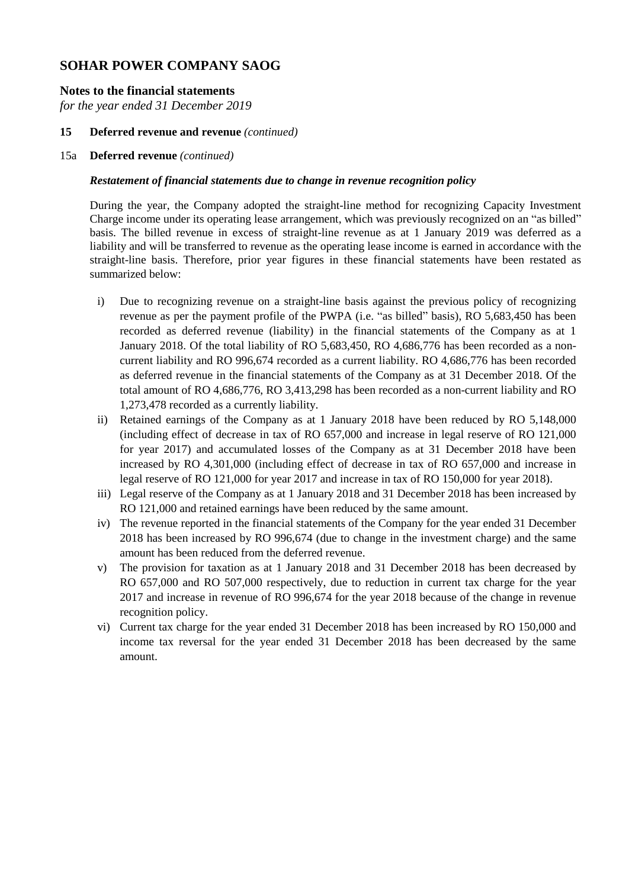# SOHAR POWER COMPANY SAOG

**Notes to the financial statements**

*for the year ended 31 December 2019*

**15 Deferred revenue and revenue** *(continued)*

15a **Deferred revenue** *(continued)*

***Restatement of financial statements due to change in revenue recognition policy***

During the year, the Company adopted the straight-line method for recognizing Capacity Investment Charge income under its operating lease arrangement, which was previously recognized on an "as billed" basis. The billed revenue in excess of straight-line revenue as at 1 January 2019 was deferred as a liability and will be transferred to revenue as the operating lease income is earned in accordance with the straight-line basis. Therefore, prior year figures in these financial statements have been restated as summarized below:

i) Due to recognizing revenue on a straight-line basis against the previous policy of recognizing revenue as per the payment profile of the PWPA (i.e. "as billed" basis), RO 5,683,450 has been recorded as deferred revenue (liability) in the financial statements of the Company as at 1 January 2018. Of the total liability of RO 5,683,450, RO 4,686,776 has been recorded as a non-current liability and RO 996,674 recorded as a current liability. RO 4,686,776 has been recorded as deferred revenue in the financial statements of the Company as at 31 December 2018. Of the total amount of RO 4,686,776, RO 3,413,298 has been recorded as a non-current liability and RO 1,273,478 recorded as a currently liability.

ii) Retained earnings of the Company as at 1 January 2018 have been reduced by RO 5,148,000 (including effect of decrease in tax of RO 657,000 and increase in legal reserve of RO 121,000 for year 2017) and accumulated losses of the Company as at 31 December 2018 have been increased by RO 4,301,000 (including effect of decrease in tax of RO 657,000 and increase in legal reserve of RO 121,000 for year 2017 and increase in tax of RO 150,000 for year 2018).

iii) Legal reserve of the Company as at 1 January 2018 and 31 December 2018 has been increased by RO 121,000 and retained earnings have been reduced by the same amount.

iv) The revenue reported in the financial statements of the Company for the year ended 31 December 2018 has been increased by RO 996,674 (due to change in the investment charge) and the same amount has been reduced from the deferred revenue.

v) The provision for taxation as at 1 January 2018 and 31 December 2018 has been decreased by RO 657,000 and RO 507,000 respectively, due to reduction in current tax charge for the year 2017 and increase in revenue of RO 996,674 for the year 2018 because of the change in revenue recognition policy.

vi) Current tax charge for the year ended 31 December 2018 has been increased by RO 150,000 and income tax reversal for the year ended 31 December 2018 has been decreased by the same amount.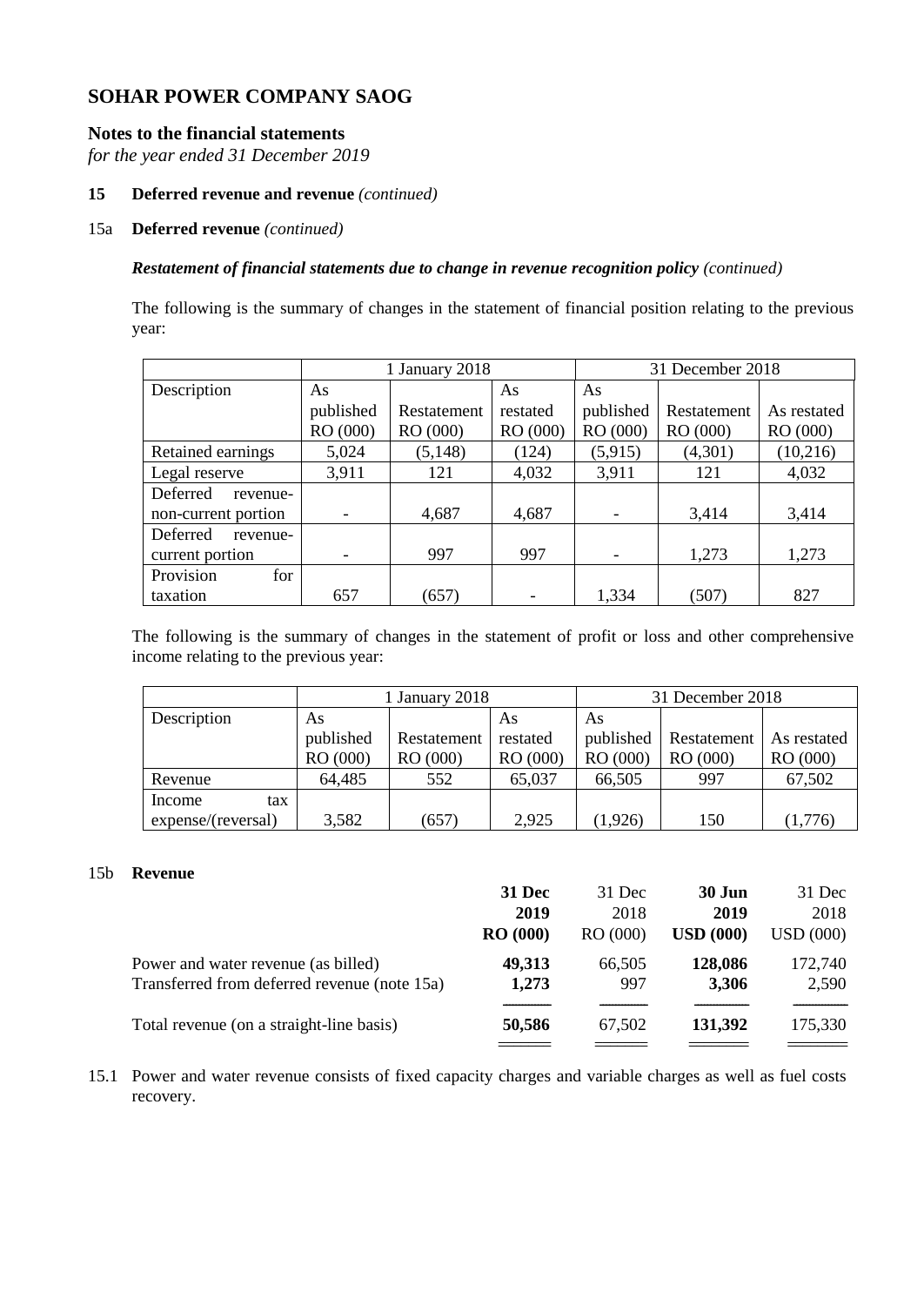# SOHAR POWER COMPANY SAOG

**Notes to the financial statements**
*for the year ended 31 December 2019*

**15 Deferred revenue and revenue** *(continued)*

15a **Deferred revenue** *(continued)*

***Restatement of financial statements due to change in revenue recognition policy*** *(continued)*

The following is the summary of changes in the statement of financial position relating to the previous year:

| | 1 January 2018 | | | 31 December 2018 | | |
|---|---|---|---|---|---|---|
| Description | As published RO (000) | Restatement RO (000) | As restated RO (000) | As published RO (000) | Restatement RO (000) | As restated RO (000) |
| Retained earnings | 5,024 | (5,148) | (124) | (5,915) | (4,301) | (10,216) |
| Legal reserve | 3,911 | 121 | 4,032 | 3,911 | 121 | 4,032 |
| Deferred revenue-non-current portion | - | 4,687 | 4,687 | - | 3,414 | 3,414 |
| Deferred revenue-current portion | - | 997 | 997 | - | 1,273 | 1,273 |
| Provision for taxation | 657 | (657) | - | 1,334 | (507) | 827 |

The following is the summary of changes in the statement of profit or loss and other comprehensive income relating to the previous year:

| | 1 January 2018 | | | 31 December 2018 | | |
|---|---|---|---|---|---|---|
| Description | As published RO (000) | Restatement RO (000) | As restated RO (000) | As published RO (000) | Restatement RO (000) | As restated RO (000) |
| Revenue | 64,485 | 552 | 65,037 | 66,505 | 997 | 67,502 |
| Income tax expense/(reversal) | 3,582 | (657) | 2,925 | (1,926) | 150 | (1,776) |

15b **Revenue**

| | **31 Dec 2019 RO (000)** | 31 Dec 2018 RO (000) | **30 Jun 2019 USD (000)** | 31 Dec 2018 USD (000) |
|---|---|---|---|---|
| Power and water revenue (as billed) | **49,313** | 66,505 | **128,086** | 172,740 |
| Transferred from deferred revenue (note 15a) | **1,273** | 997 | **3,306** | 2,590 |
| Total revenue (on a straight-line basis) | **50,586** | 67,502 | **131,392** | 175,330 |

15.1 Power and water revenue consists of fixed capacity charges and variable charges as well as fuel costs recovery.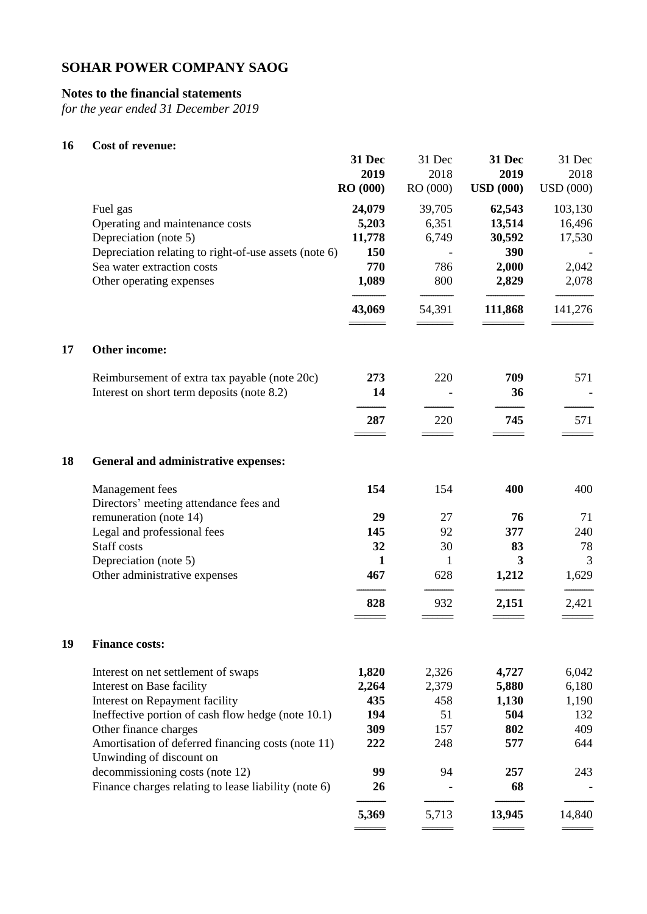# SOHAR POWER COMPANY SAOG

## Notes to the financial statements

*for the year ended 31 December 2019*

## 16 Cost of revenue:

| | **31 Dec 2019 RO (000)** | 31 Dec 2018 RO (000) | **31 Dec 2019 USD (000)** | 31 Dec 2018 USD (000) |
|---|---|---|---|---|
| Fuel gas | **24,079** | 39,705 | **62,543** | 103,130 |
| Operating and maintenance costs | **5,203** | 6,351 | **13,514** | 16,496 |
| Depreciation (note 5) | **11,778** | 6,749 | **30,592** | 17,530 |
| Depreciation relating to right-of-use assets (note 6) | **150** | - | **390** | - |
| Sea water extraction costs | **770** | 786 | **2,000** | 2,042 |
| Other operating expenses | **1,089** | 800 | **2,829** | 2,078 |
| | **43,069** | 54,391 | **111,868** | 141,276 |

## 17 Other income:

| | **31 Dec 2019 RO (000)** | 31 Dec 2018 RO (000) | **31 Dec 2019 USD (000)** | 31 Dec 2018 USD (000) |
|---|---|---|---|---|
| Reimbursement of extra tax payable (note 20c) | **273** | 220 | **709** | 571 |
| Interest on short term deposits (note 8.2) | **14** | - | **36** | - |
| | **287** | 220 | **745** | 571 |

## 18 General and administrative expenses:

| | **31 Dec 2019 RO (000)** | 31 Dec 2018 RO (000) | **31 Dec 2019 USD (000)** | 31 Dec 2018 USD (000) |
|---|---|---|---|---|
| Management fees | **154** | 154 | **400** | 400 |
| Directors' meeting attendance fees and remuneration (note 14) | **29** | 27 | **76** | 71 |
| Legal and professional fees | **145** | 92 | **377** | 240 |
| Staff costs | **32** | 30 | **83** | 78 |
| Depreciation (note 5) | **1** | 1 | **3** | 3 |
| Other administrative expenses | **467** | 628 | **1,212** | 1,629 |
| | **828** | 932 | **2,151** | 2,421 |

## 19 Finance costs:

| | **31 Dec 2019 RO (000)** | 31 Dec 2018 RO (000) | **31 Dec 2019 USD (000)** | 31 Dec 2018 USD (000) |
|---|---|---|---|---|
| Interest on net settlement of swaps | **1,820** | 2,326 | **4,727** | 6,042 |
| Interest on Base facility | **2,264** | 2,379 | **5,880** | 6,180 |
| Interest on Repayment facility | **435** | 458 | **1,130** | 1,190 |
| Ineffective portion of cash flow hedge (note 10.1) | **194** | 51 | **504** | 132 |
| Other finance charges | **309** | 157 | **802** | 409 |
| Amortisation of deferred financing costs (note 11) | **222** | 248 | **577** | 644 |
| Unwinding of discount on decommissioning costs (note 12) | **99** | 94 | **257** | 243 |
| Finance charges relating to lease liability (note 6) | **26** | - | **68** | - |
| | **5,369** | 5,713 | **13,945** | 14,840 |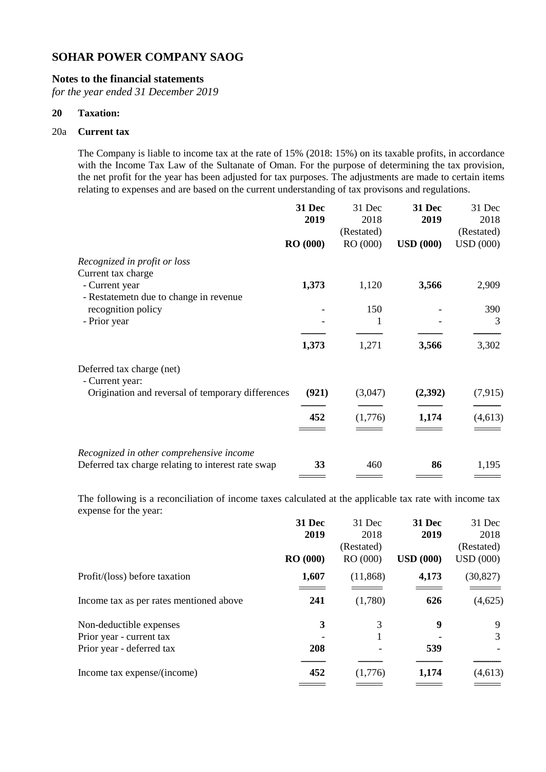# SOHAR POWER COMPANY SAOG

**Notes to the financial statements**
*for the year ended 31 December 2019*

**20 Taxation:**

20a **Current tax**

The Company is liable to income tax at the rate of 15% (2018: 15%) on its taxable profits, in accordance with the Income Tax Law of the Sultanate of Oman. For the purpose of determining the tax provision, the net profit for the year has been adjusted for tax purposes. The adjustments are made to certain items relating to expenses and are based on the current understanding of tax provisons and regulations.

| | **31 Dec 2019** | 31 Dec 2018 (Restated) | **31 Dec 2019** | 31 Dec 2018 (Restated) |
|---|---|---|---|---|
| | **RO (000)** | RO (000) | **USD (000)** | USD (000) |
| *Recognized in profit or loss* | | | | |
| Current tax charge | | | | |
| - Current year | **1,373** | 1,120 | **3,566** | 2,909 |
| - Restatemetn due to change in revenue recognition policy | - | 150 | - | 390 |
| - Prior year | - | 1 | - | 3 |
| | **1,373** | 1,271 | **3,566** | 3,302 |
| Deferred tax charge (net) | | | | |
| - Current year: | | | | |
| Origination and reversal of temporary differences | **(921)** | (3,047) | **(2,392)** | (7,915) |
| | **452** | (1,776) | **1,174** | (4,613) |
| *Recognized in other comprehensive income* | | | | |
| Deferred tax charge relating to interest rate swap | **33** | 460 | **86** | 1,195 |

The following is a reconciliation of income taxes calculated at the applicable tax rate with income tax expense for the year:

| | **31 Dec 2019** | 31 Dec 2018 (Restated) | **31 Dec 2019** | 31 Dec 2018 (Restated) |
|---|---|---|---|---|
| | **RO (000)** | RO (000) | **USD (000)** | USD (000) |
| Profit/(loss) before taxation | **1,607** | (11,868) | **4,173** | (30,827) |
| Income tax as per rates mentioned above | **241** | (1,780) | **626** | (4,625) |
| Non-deductible expenses | **3** | 3 | **9** | 9 |
| Prior year - current tax | - | 1 | - | 3 |
| Prior year - deferred tax | **208** | - | **539** | - |
| Income tax expense/(income) | **452** | (1,776) | **1,174** | (4,613) |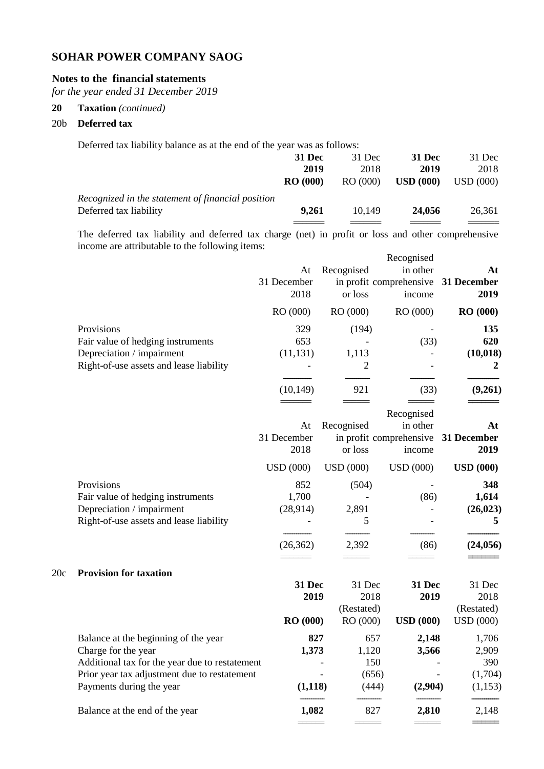# SOHAR POWER COMPANY SAOG

**Notes to the financial statements**
*for the year ended 31 December 2019*

**20 Taxation** *(continued)*

20b **Deferred tax**

Deferred tax liability balance as at the end of the year was as follows:

| | **31 Dec 2019 RO (000)** | 31 Dec 2018 RO (000) | **31 Dec 2019 USD (000)** | 31 Dec 2018 USD (000) |
|---|---|---|---|---|
| *Recognized in the statement of financial position* | | | | |
| Deferred tax liability | **9,261** | 10,149 | **24,056** | 26,361 |

The deferred tax liability and deferred tax charge (net) in profit or loss and other comprehensive income are attributable to the following items:

| | At 31 December 2018 | Recognised in profit or loss | Recognised in other comprehensive income | **At 31 December 2019** |
|---|---|---|---|---|
| | RO (000) | RO (000) | RO (000) | **RO (000)** |
| Provisions | 329 | (194) | - | **135** |
| Fair value of hedging instruments | 653 | - | (33) | **620** |
| Depreciation / impairment | (11,131) | 1,113 | - | **(10,018)** |
| Right-of-use assets and lease liability | - | 2 | - | **2** |
| | (10,149) | 921 | (33) | **(9,261)** |

| | At 31 December 2018 | Recognised in profit or loss | Recognised in other comprehensive income | **At 31 December 2019** |
|---|---|---|---|---|
| | USD (000) | USD (000) | USD (000) | **USD (000)** |
| Provisions | 852 | (504) | - | **348** |
| Fair value of hedging instruments | 1,700 | - | (86) | **1,614** |
| Depreciation / impairment | (28,914) | 2,891 | - | **(26,023)** |
| Right-of-use assets and lease liability | - | 5 | - | **5** |
| | (26,362) | 2,392 | (86) | **(24,056)** |

20c **Provision for taxation**

| | **31 Dec 2019 RO (000)** | 31 Dec 2018 (Restated) RO (000) | **31 Dec 2019 USD (000)** | 31 Dec 2018 (Restated) USD (000) |
|---|---|---|---|---|
| Balance at the beginning of the year | **827** | 657 | **2,148** | 1,706 |
| Charge for the year | **1,373** | 1,120 | **3,566** | 2,909 |
| Additional tax for the year due to restatement | - | 150 | - | 390 |
| Prior year tax adjustment due to restatement | - | (656) | - | (1,704) |
| Payments during the year | **(1,118)** | (444) | **(2,904)** | (1,153) |
| Balance at the end of the year | **1,082** | 827 | **2,810** | 2,148 |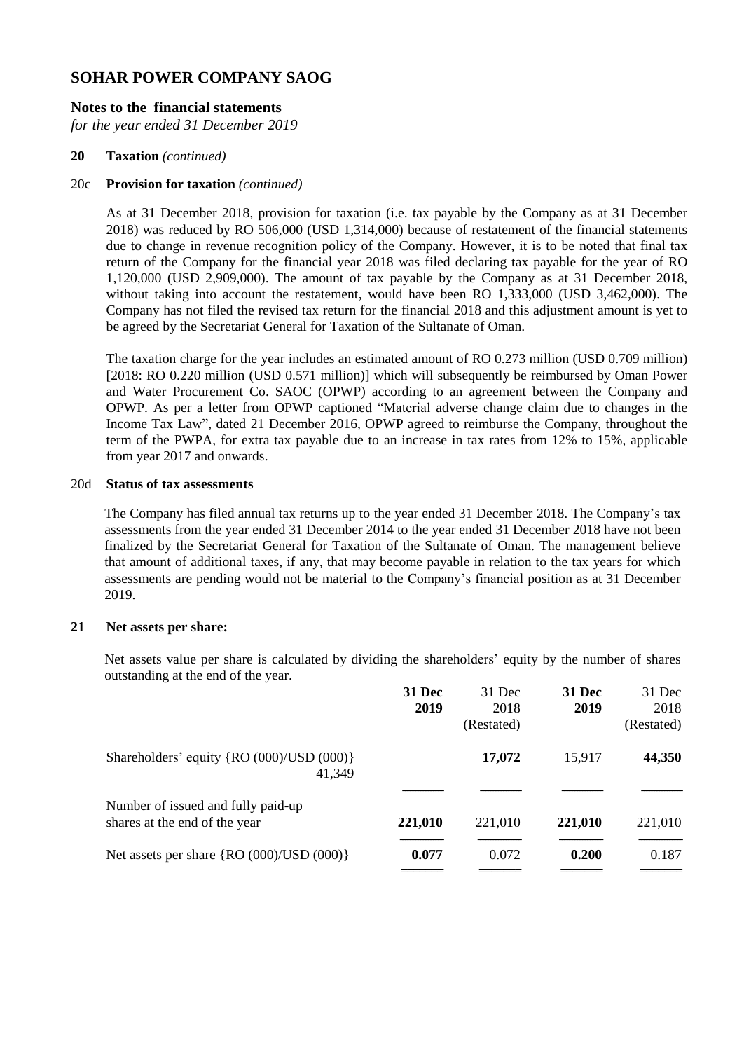# SOHAR POWER COMPANY SAOG

## Notes to the financial statements

*for the year ended 31 December 2019*

### 20 Taxation *(continued)*

#### 20c Provision for taxation *(continued)*

As at 31 December 2018, provision for taxation (i.e. tax payable by the Company as at 31 December 2018) was reduced by RO 506,000 (USD 1,314,000) because of restatement of the financial statements due to change in revenue recognition policy of the Company. However, it is to be noted that final tax return of the Company for the financial year 2018 was filed declaring tax payable for the year of RO 1,120,000 (USD 2,909,000). The amount of tax payable by the Company as at 31 December 2018, without taking into account the restatement, would have been RO 1,333,000 (USD 3,462,000). The Company has not filed the revised tax return for the financial 2018 and this adjustment amount is yet to be agreed by the Secretariat General for Taxation of the Sultanate of Oman.

The taxation charge for the year includes an estimated amount of RO 0.273 million (USD 0.709 million) [2018: RO 0.220 million (USD 0.571 million)] which will subsequently be reimbursed by Oman Power and Water Procurement Co. SAOC (OPWP) according to an agreement between the Company and OPWP. As per a letter from OPWP captioned "Material adverse change claim due to changes in the Income Tax Law", dated 21 December 2016, OPWP agreed to reimburse the Company, throughout the term of the PWPA, for extra tax payable due to an increase in tax rates from 12% to 15%, applicable from year 2017 and onwards.

#### 20d Status of tax assessments

The Company has filed annual tax returns up to the year ended 31 December 2018. The Company's tax assessments from the year ended 31 December 2014 to the year ended 31 December 2018 have not been finalized by the Secretariat General for Taxation of the Sultanate of Oman. The management believe that amount of additional taxes, if any, that may become payable in relation to the tax years for which assessments are pending would not be material to the Company's financial position as at 31 December 2019.

### 21 Net assets per share:

Net assets value per share is calculated by dividing the shareholders' equity by the number of shares outstanding at the end of the year.

| | **31 Dec 2019** | 31 Dec 2018 (Restated) | **31 Dec 2019** | 31 Dec 2018 (Restated) |
|---|---|---|---|---|
| Shareholders' equity {RO (000)/USD (000)} 41,349 | | **17,072** | 15,917 | **44,350** |
| Number of issued and fully paid-up shares at the end of the year | **221,010** | 221,010 | **221,010** | 221,010 |
| Net assets per share {RO (000)/USD (000)} | **0.077** | 0.072 | **0.200** | 0.187 |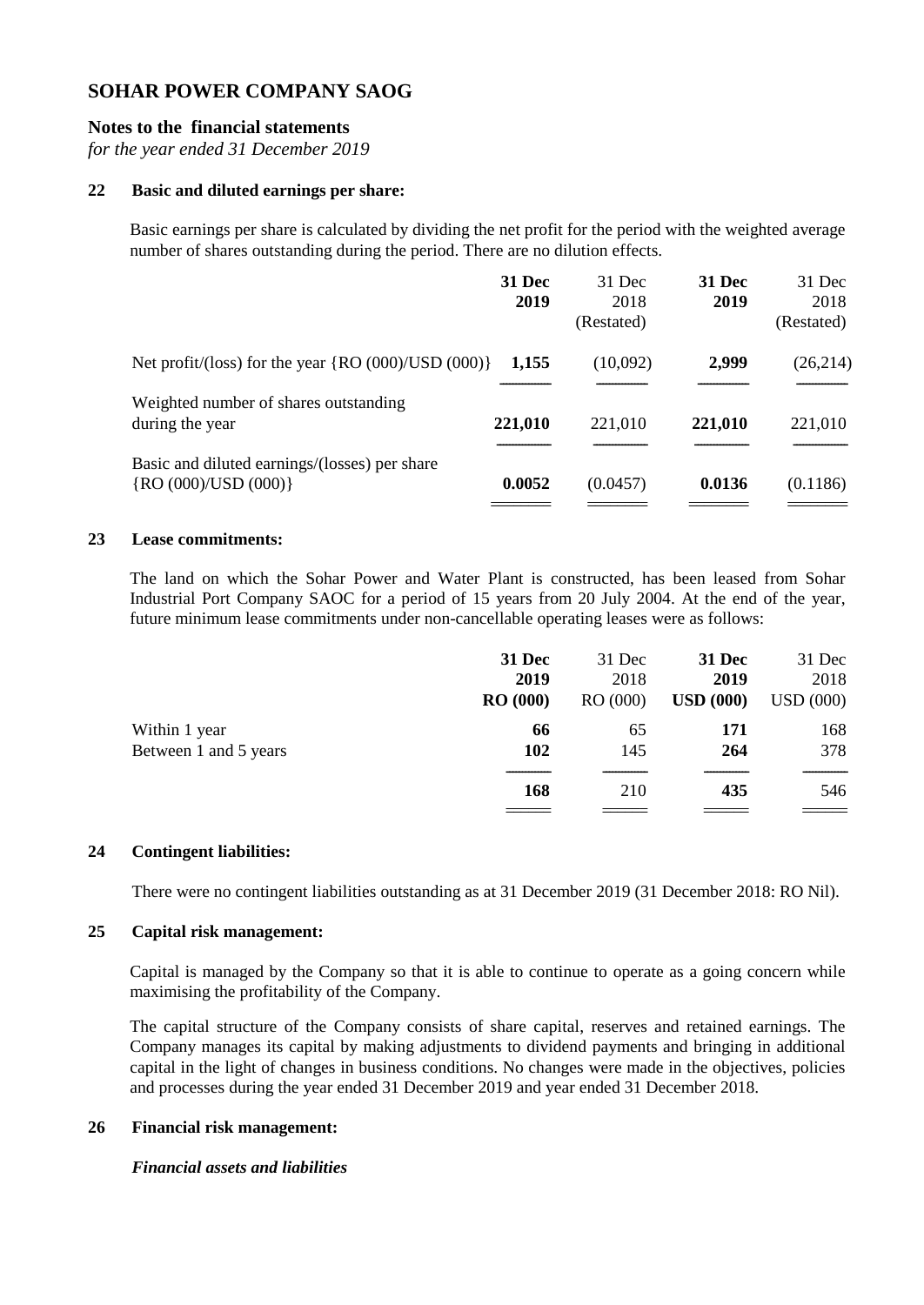# SOHAR POWER COMPANY SAOG

**Notes to the financial statements**
*for the year ended 31 December 2019*

## 22 Basic and diluted earnings per share:

Basic earnings per share is calculated by dividing the net profit for the period with the weighted average number of shares outstanding during the period. There are no dilution effects.

| | **31 Dec 2019** | 31 Dec 2018 (Restated) | **31 Dec 2019** | 31 Dec 2018 (Restated) |
|---|---|---|---|---|
| Net profit/(loss) for the year {RO (000)/USD (000)} | **1,155** | (10,092) | **2,999** | (26,214) |
| Weighted number of shares outstanding during the year | **221,010** | 221,010 | **221,010** | 221,010 |
| Basic and diluted earnings/(losses) per share {RO (000)/USD (000)} | **0.0052** | (0.0457) | **0.0136** | (0.1186) |

## 23 Lease commitments:

The land on which the Sohar Power and Water Plant is constructed, has been leased from Sohar Industrial Port Company SAOC for a period of 15 years from 20 July 2004. At the end of the year, future minimum lease commitments under non-cancellable operating leases were as follows:

| | **31 Dec 2019 RO (000)** | 31 Dec 2018 RO (000) | **31 Dec 2019 USD (000)** | 31 Dec 2018 USD (000) |
|---|---|---|---|---|
| Within 1 year | **66** | 65 | **171** | 168 |
| Between 1 and 5 years | **102** | 145 | **264** | 378 |
| | **168** | 210 | **435** | 546 |

## 24 Contingent liabilities:

There were no contingent liabilities outstanding as at 31 December 2019 (31 December 2018: RO Nil).

## 25 Capital risk management:

Capital is managed by the Company so that it is able to continue to operate as a going concern while maximising the profitability of the Company.

The capital structure of the Company consists of share capital, reserves and retained earnings. The Company manages its capital by making adjustments to dividend payments and bringing in additional capital in the light of changes in business conditions. No changes were made in the objectives, policies and processes during the year ended 31 December 2019 and year ended 31 December 2018.

## 26 Financial risk management:

***Financial assets and liabilities***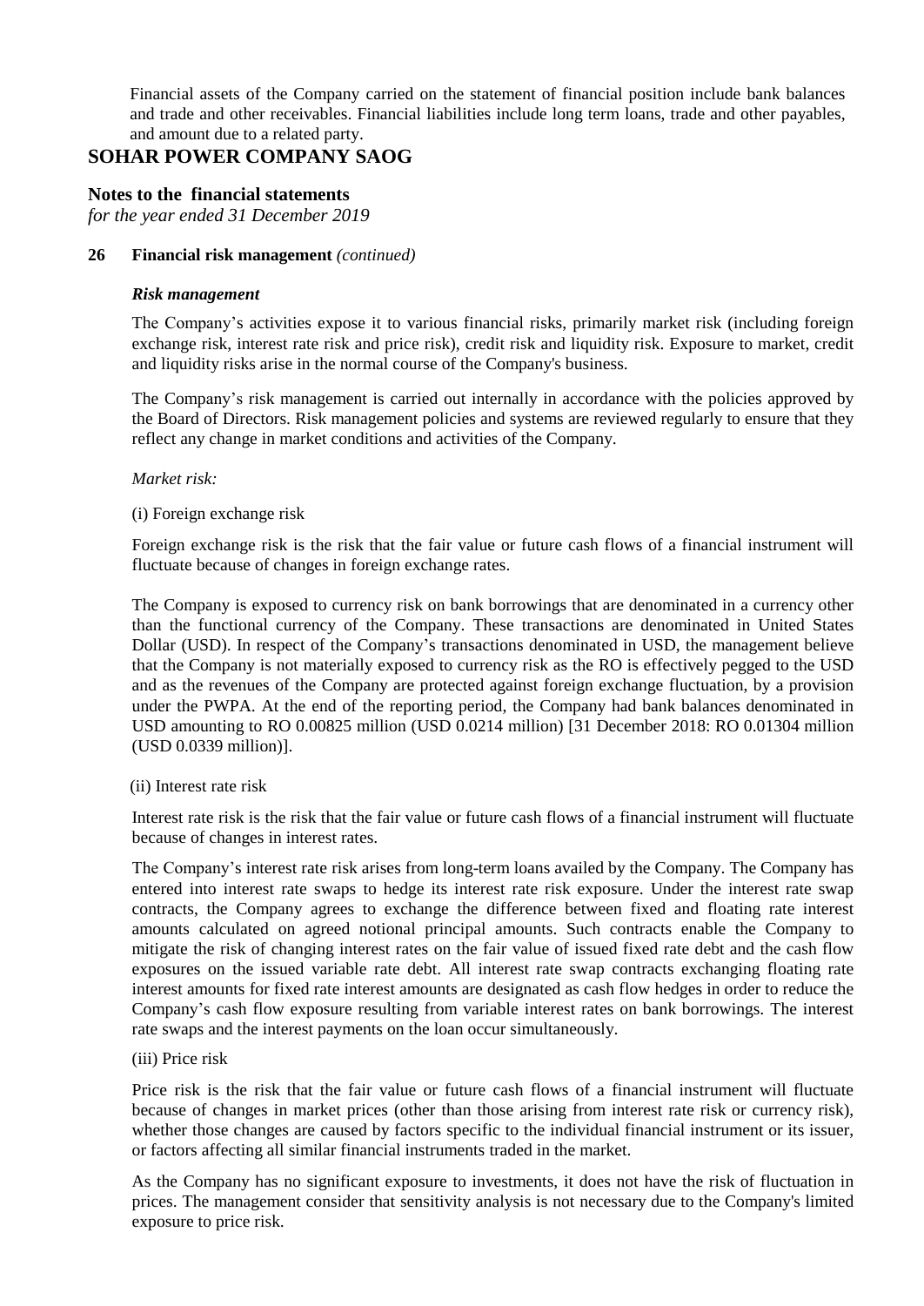Financial assets of the Company carried on the statement of financial position include bank balances and trade and other receivables. Financial liabilities include long term loans, trade and other payables, and amount due to a related party.

# SOHAR POWER COMPANY SAOG

## Notes to the financial statements

*for the year ended 31 December 2019*

### 26 Financial risk management *(continued)*

***Risk management***

The Company's activities expose it to various financial risks, primarily market risk (including foreign exchange risk, interest rate risk and price risk), credit risk and liquidity risk. Exposure to market, credit and liquidity risks arise in the normal course of the Company's business.

The Company's risk management is carried out internally in accordance with the policies approved by the Board of Directors. Risk management policies and systems are reviewed regularly to ensure that they reflect any change in market conditions and activities of the Company.

*Market risk:*

(i) Foreign exchange risk

Foreign exchange risk is the risk that the fair value or future cash flows of a financial instrument will fluctuate because of changes in foreign exchange rates.

The Company is exposed to currency risk on bank borrowings that are denominated in a currency other than the functional currency of the Company. These transactions are denominated in United States Dollar (USD). In respect of the Company's transactions denominated in USD, the management believe that the Company is not materially exposed to currency risk as the RO is effectively pegged to the USD and as the revenues of the Company are protected against foreign exchange fluctuation, by a provision under the PWPA. At the end of the reporting period, the Company had bank balances denominated in USD amounting to RO 0.00825 million (USD 0.0214 million) [31 December 2018: RO 0.01304 million (USD 0.0339 million)].

(ii) Interest rate risk

Interest rate risk is the risk that the fair value or future cash flows of a financial instrument will fluctuate because of changes in interest rates.

The Company's interest rate risk arises from long-term loans availed by the Company. The Company has entered into interest rate swaps to hedge its interest rate risk exposure. Under the interest rate swap contracts, the Company agrees to exchange the difference between fixed and floating rate interest amounts calculated on agreed notional principal amounts. Such contracts enable the Company to mitigate the risk of changing interest rates on the fair value of issued fixed rate debt and the cash flow exposures on the issued variable rate debt. All interest rate swap contracts exchanging floating rate interest amounts for fixed rate interest amounts are designated as cash flow hedges in order to reduce the Company's cash flow exposure resulting from variable interest rates on bank borrowings. The interest rate swaps and the interest payments on the loan occur simultaneously.

(iii) Price risk

Price risk is the risk that the fair value or future cash flows of a financial instrument will fluctuate because of changes in market prices (other than those arising from interest rate risk or currency risk), whether those changes are caused by factors specific to the individual financial instrument or its issuer, or factors affecting all similar financial instruments traded in the market.

As the Company has no significant exposure to investments, it does not have the risk of fluctuation in prices. The management consider that sensitivity analysis is not necessary due to the Company's limited exposure to price risk.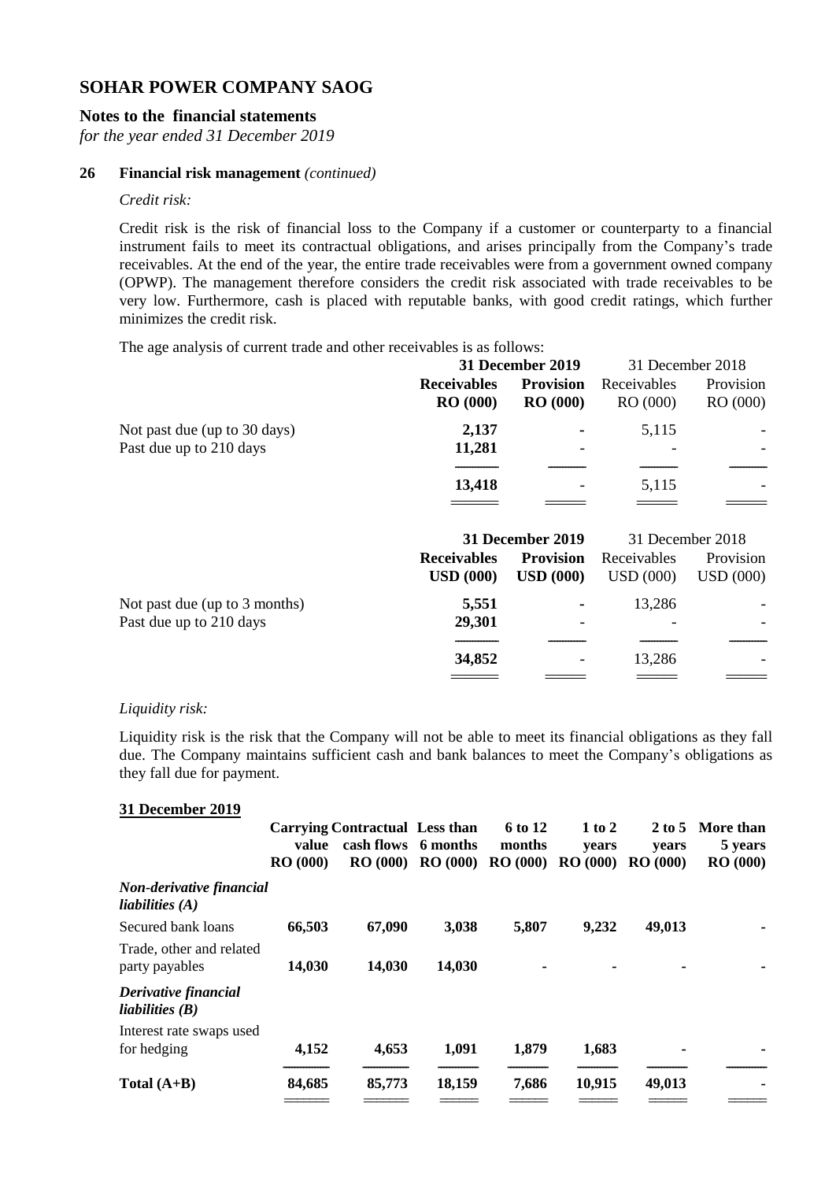# SOHAR POWER COMPANY SAOG

**Notes to the financial statements**
*for the year ended 31 December 2019*

## 26 Financial risk management *(continued)*

*Credit risk:*

Credit risk is the risk of financial loss to the Company if a customer or counterparty to a financial instrument fails to meet its contractual obligations, and arises principally from the Company's trade receivables. At the end of the year, the entire trade receivables were from a government owned company (OPWP). The management therefore considers the credit risk associated with trade receivables to be very low. Furthermore, cash is placed with reputable banks, with good credit ratings, which further minimizes the credit risk.

The age analysis of current trade and other receivables is as follows:

| | **31 December 2019** | | 31 December 2018 | |
|---|---|---|---|---|
| | **Receivables RO (000)** | **Provision RO (000)** | Receivables RO (000) | Provision RO (000) |
| Not past due (up to 30 days) | **2,137** | **-** | 5,115 | - |
| Past due up to 210 days | **11,281** | - | - | - |
| | **13,418** | - | 5,115 | - |

| | **31 December 2019** | | 31 December 2018 | |
|---|---|---|---|---|
| | **Receivables USD (000)** | **Provision USD (000)** | Receivables USD (000) | Provision USD (000) |
| Not past due (up to 3 months) | **5,551** | **-** | 13,286 | - |
| Past due up to 210 days | **29,301** | - | - | - |
| | **34,852** | - | 13,286 | - |

*Liquidity risk:*

Liquidity risk is the risk that the Company will not be able to meet its financial obligations as they fall due. The Company maintains sufficient cash and bank balances to meet the Company's obligations as they fall due for payment.

**31 December 2019**

| | **Carrying value RO (000)** | **Contractual cash flows RO (000)** | **Less than 6 months RO (000)** | **6 to 12 months RO (000)** | **1 to 2 years RO (000)** | **2 to 5 years RO (000)** | **More than 5 years RO (000)** |
|---|---|---|---|---|---|---|---|
| ***Non-derivative financial liabilities (A)*** | | | | | | | |
| Secured bank loans | **66,503** | **67,090** | **3,038** | **5,807** | **9,232** | **49,013** | **-** |
| Trade, other and related party payables | **14,030** | **14,030** | **14,030** | **-** | **-** | **-** | **-** |
| ***Derivative financial liabilities (B)*** | | | | | | | |
| Interest rate swaps used for hedging | **4,152** | **4,653** | **1,091** | **1,879** | **1,683** | **-** | **-** |
| **Total (A+B)** | **84,685** | **85,773** | **18,159** | **7,686** | **10,915** | **49,013** | **-** |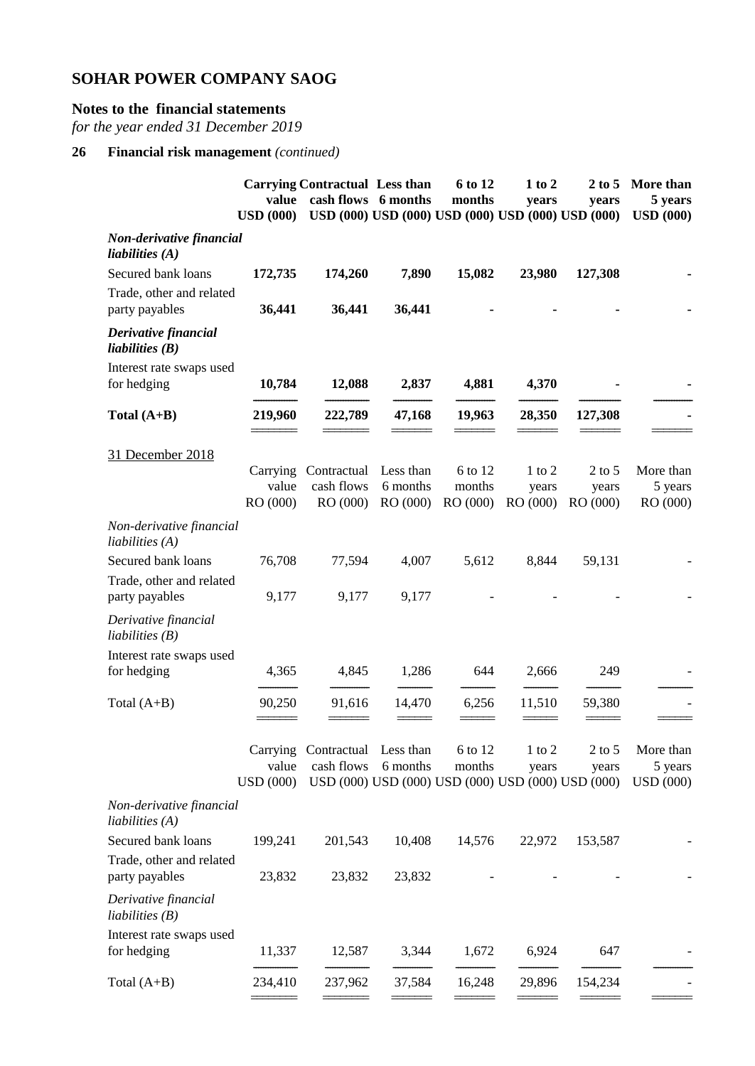# SOHAR POWER COMPANY SAOG

## Notes to the financial statements

*for the year ended 31 December 2019*

## 26 Financial risk management *(continued)*

| | Carrying value USD (000) | Contractual cash flows USD (000) | Less than 6 months USD (000) | 6 to 12 months USD (000) | 1 to 2 years USD (000) | 2 to 5 years USD (000) | More than 5 years USD (000) |
|---|---|---|---|---|---|---|---|
| ***Non-derivative financial liabilities (A)*** | | | | | | | |
| Secured bank loans | **172,735** | **174,260** | **7,890** | **15,082** | **23,980** | **127,308** | **-** |
| Trade, other and related party payables | **36,441** | **36,441** | **36,441** | **-** | **-** | **-** | **-** |
| ***Derivative financial liabilities (B)*** | | | | | | | |
| Interest rate swaps used for hedging | **10,784** | **12,088** | **2,837** | **4,881** | **4,370** | **-** | **-** |
| **Total (A+B)** | **219,960** | **222,789** | **47,168** | **19,963** | **28,350** | **127,308** | **-** |

31 December 2018

| | Carrying value RO (000) | Contractual cash flows RO (000) | Less than 6 months RO (000) | 6 to 12 months RO (000) | 1 to 2 years RO (000) | 2 to 5 years RO (000) | More than 5 years RO (000) |
|---|---|---|---|---|---|---|---|
| *Non-derivative financial liabilities (A)* | | | | | | | |
| Secured bank loans | 76,708 | 77,594 | 4,007 | 5,612 | 8,844 | 59,131 | - |
| Trade, other and related party payables | 9,177 | 9,177 | 9,177 | - | - | - | - |
| *Derivative financial liabilities (B)* | | | | | | | |
| Interest rate swaps used for hedging | 4,365 | 4,845 | 1,286 | 644 | 2,666 | 249 | - |
| Total (A+B) | 90,250 | 91,616 | 14,470 | 6,256 | 11,510 | 59,380 | - |

| | Carrying value USD (000) | Contractual cash flows USD (000) | Less than 6 months USD (000) | 6 to 12 months USD (000) | 1 to 2 years USD (000) | 2 to 5 years USD (000) | More than 5 years USD (000) |
|---|---|---|---|---|---|---|---|
| *Non-derivative financial liabilities (A)* | | | | | | | |
| Secured bank loans | 199,241 | 201,543 | 10,408 | 14,576 | 22,972 | 153,587 | - |
| Trade, other and related party payables | 23,832 | 23,832 | 23,832 | - | - | - | - |
| *Derivative financial liabilities (B)* | | | | | | | |
| Interest rate swaps used for hedging | 11,337 | 12,587 | 3,344 | 1,672 | 6,924 | 647 | - |
| Total (A+B) | 234,410 | 237,962 | 37,584 | 16,248 | 29,896 | 154,234 | - |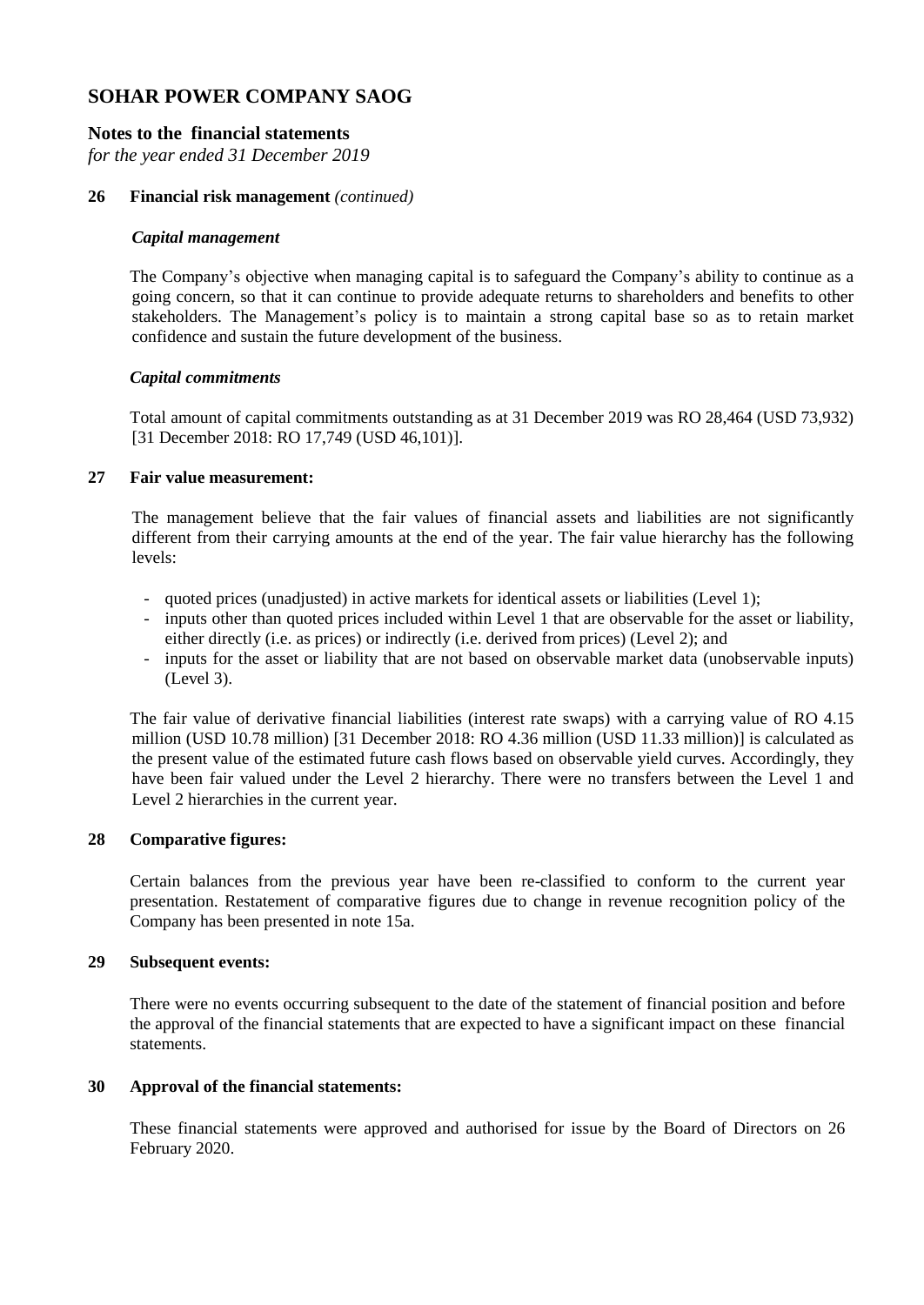# SOHAR POWER COMPANY SAOG

**Notes to the financial statements**
*for the year ended 31 December 2019*

## 26 Financial risk management *(continued)*

### *Capital management*

The Company's objective when managing capital is to safeguard the Company's ability to continue as a going concern, so that it can continue to provide adequate returns to shareholders and benefits to other stakeholders. The Management's policy is to maintain a strong capital base so as to retain market confidence and sustain the future development of the business.

### *Capital commitments*

Total amount of capital commitments outstanding as at 31 December 2019 was RO 28,464 (USD 73,932) [31 December 2018: RO 17,749 (USD 46,101)].

## 27 Fair value measurement:

The management believe that the fair values of financial assets and liabilities are not significantly different from their carrying amounts at the end of the year. The fair value hierarchy has the following levels:

- quoted prices (unadjusted) in active markets for identical assets or liabilities (Level 1);
- inputs other than quoted prices included within Level 1 that are observable for the asset or liability, either directly (i.e. as prices) or indirectly (i.e. derived from prices) (Level 2); and
- inputs for the asset or liability that are not based on observable market data (unobservable inputs) (Level 3).

The fair value of derivative financial liabilities (interest rate swaps) with a carrying value of RO 4.15 million (USD 10.78 million) [31 December 2018: RO 4.36 million (USD 11.33 million)] is calculated as the present value of the estimated future cash flows based on observable yield curves. Accordingly, they have been fair valued under the Level 2 hierarchy. There were no transfers between the Level 1 and Level 2 hierarchies in the current year.

## 28 Comparative figures:

Certain balances from the previous year have been re-classified to conform to the current year presentation. Restatement of comparative figures due to change in revenue recognition policy of the Company has been presented in note 15a.

## 29 Subsequent events:

There were no events occurring subsequent to the date of the statement of financial position and before the approval of the financial statements that are expected to have a significant impact on these financial statements.

## 30 Approval of the financial statements:

These financial statements were approved and authorised for issue by the Board of Directors on 26 February 2020.